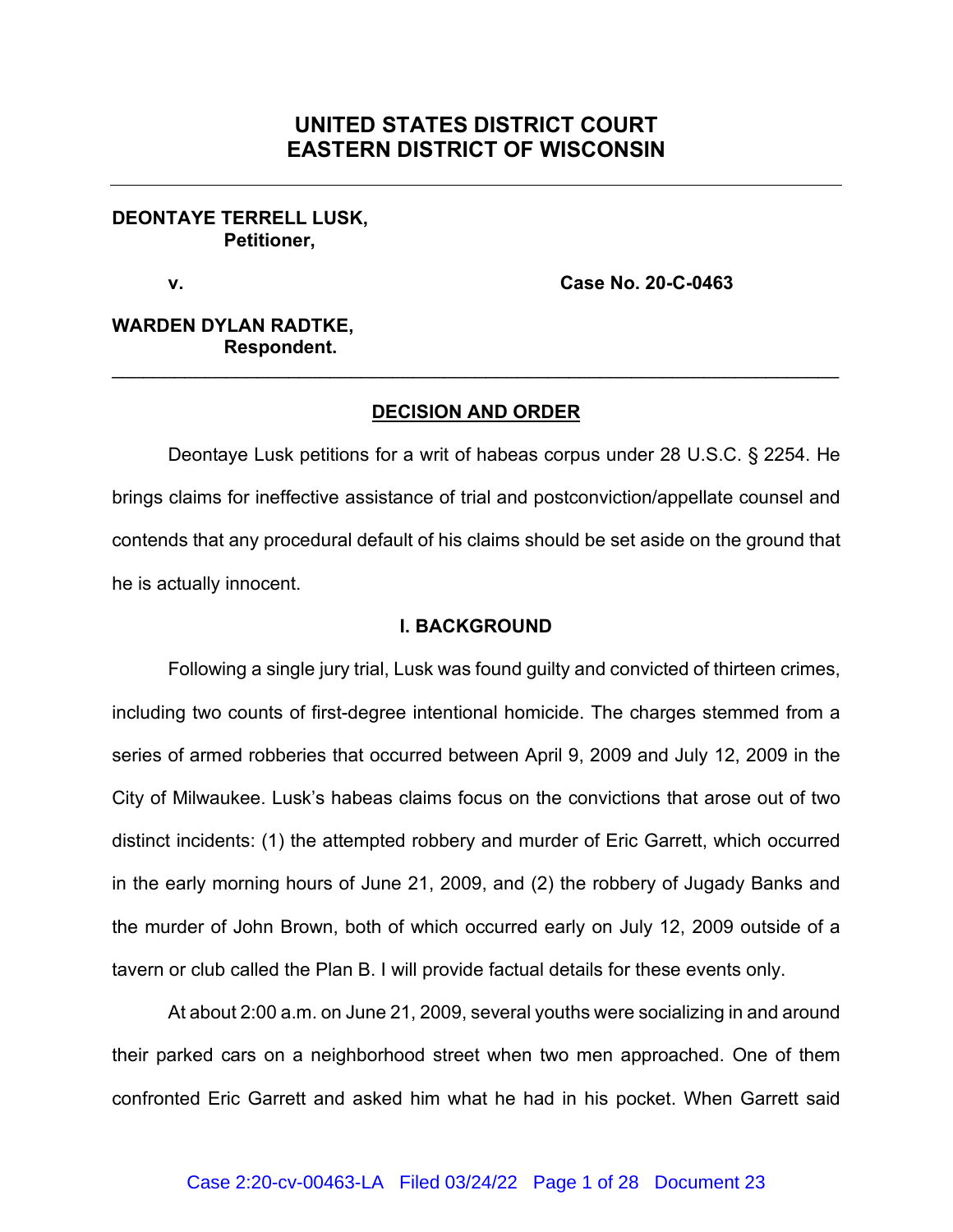# UNITED STATES DISTRICT COURT
# EASTERN DISTRICT OF WISCONSIN

---

**DEONTAYE TERRELL LUSK,**
**Petitioner,**

**v.** **Case No. 20-C-0463**

**WARDEN DYLAN RADTKE,**
**Respondent.**

---

## DECISION AND ORDER

Deontaye Lusk petitions for a writ of habeas corpus under 28 U.S.C. § 2254. He brings claims for ineffective assistance of trial and postconviction/appellate counsel and contends that any procedural default of his claims should be set aside on the ground that he is actually innocent.

### I. BACKGROUND

Following a single jury trial, Lusk was found guilty and convicted of thirteen crimes, including two counts of first-degree intentional homicide. The charges stemmed from a series of armed robberies that occurred between April 9, 2009 and July 12, 2009 in the City of Milwaukee. Lusk's habeas claims focus on the convictions that arose out of two distinct incidents: (1) the attempted robbery and murder of Eric Garrett, which occurred in the early morning hours of June 21, 2009, and (2) the robbery of Jugady Banks and the murder of John Brown, both of which occurred early on July 12, 2009 outside of a tavern or club called the Plan B. I will provide factual details for these events only.

At about 2:00 a.m. on June 21, 2009, several youths were socializing in and around their parked cars on a neighborhood street when two men approached. One of them confronted Eric Garrett and asked him what he had in his pocket. When Garrett said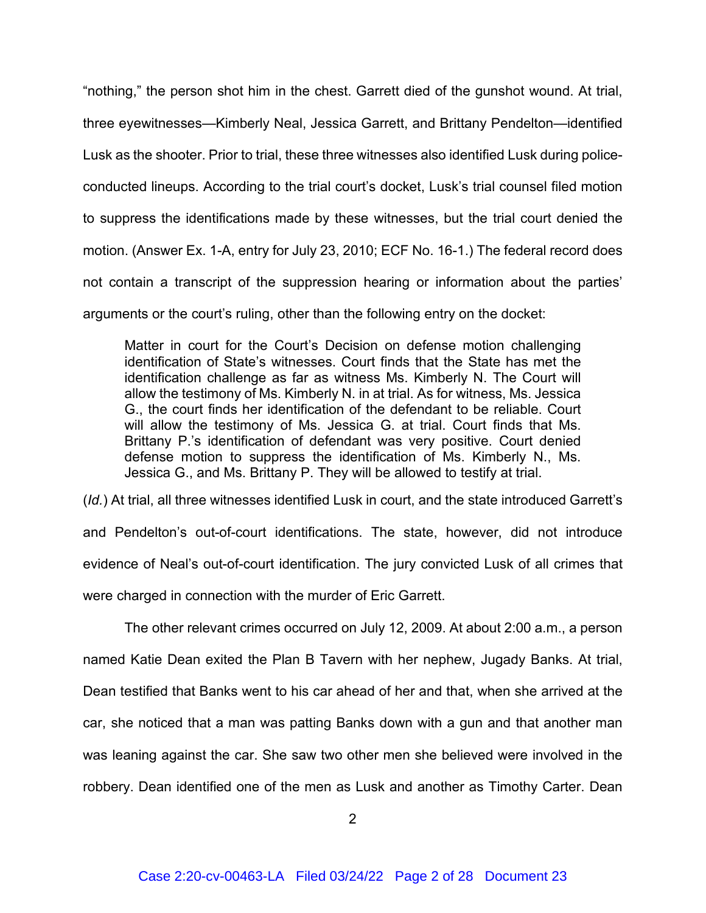"nothing," the person shot him in the chest. Garrett died of the gunshot wound. At trial, three eyewitnesses—Kimberly Neal, Jessica Garrett, and Brittany Pendelton—identified Lusk as the shooter. Prior to trial, these three witnesses also identified Lusk during police-conducted lineups. According to the trial court's docket, Lusk's trial counsel filed motion to suppress the identifications made by these witnesses, but the trial court denied the motion. (Answer Ex. 1-A, entry for July 23, 2010; ECF No. 16-1.) The federal record does not contain a transcript of the suppression hearing or information about the parties' arguments or the court's ruling, other than the following entry on the docket:

> Matter in court for the Court's Decision on defense motion challenging identification of State's witnesses. Court finds that the State has met the identification challenge as far as witness Ms. Kimberly N. The Court will allow the testimony of Ms. Kimberly N. in at trial. As for witness, Ms. Jessica G., the court finds her identification of the defendant to be reliable. Court will allow the testimony of Ms. Jessica G. at trial. Court finds that Ms. Brittany P.'s identification of defendant was very positive. Court denied defense motion to suppress the identification of Ms. Kimberly N., Ms. Jessica G., and Ms. Brittany P. They will be allowed to testify at trial.

(*Id.*) At trial, all three witnesses identified Lusk in court, and the state introduced Garrett's and Pendelton's out-of-court identifications. The state, however, did not introduce evidence of Neal's out-of-court identification. The jury convicted Lusk of all crimes that were charged in connection with the murder of Eric Garrett.

The other relevant crimes occurred on July 12, 2009. At about 2:00 a.m., a person named Katie Dean exited the Plan B Tavern with her nephew, Jugady Banks. At trial, Dean testified that Banks went to his car ahead of her and that, when she arrived at the car, she noticed that a man was patting Banks down with a gun and that another man was leaning against the car. She saw two other men she believed were involved in the robbery. Dean identified one of the men as Lusk and another as Timothy Carter. Dean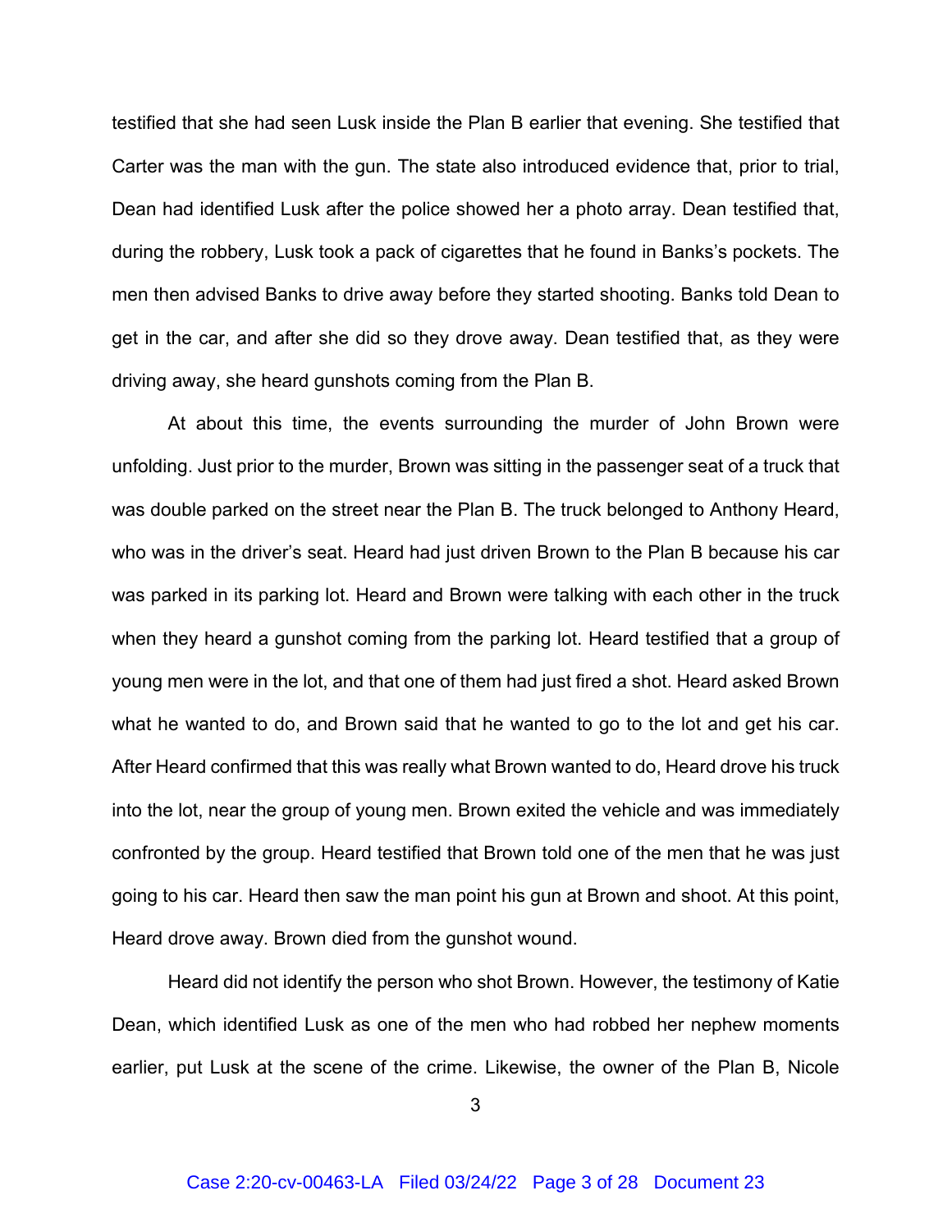testified that she had seen Lusk inside the Plan B earlier that evening. She testified that Carter was the man with the gun. The state also introduced evidence that, prior to trial, Dean had identified Lusk after the police showed her a photo array. Dean testified that, during the robbery, Lusk took a pack of cigarettes that he found in Banks's pockets. The men then advised Banks to drive away before they started shooting. Banks told Dean to get in the car, and after she did so they drove away. Dean testified that, as they were driving away, she heard gunshots coming from the Plan B.

At about this time, the events surrounding the murder of John Brown were unfolding. Just prior to the murder, Brown was sitting in the passenger seat of a truck that was double parked on the street near the Plan B. The truck belonged to Anthony Heard, who was in the driver's seat. Heard had just driven Brown to the Plan B because his car was parked in its parking lot. Heard and Brown were talking with each other in the truck when they heard a gunshot coming from the parking lot. Heard testified that a group of young men were in the lot, and that one of them had just fired a shot. Heard asked Brown what he wanted to do, and Brown said that he wanted to go to the lot and get his car. After Heard confirmed that this was really what Brown wanted to do, Heard drove his truck into the lot, near the group of young men. Brown exited the vehicle and was immediately confronted by the group. Heard testified that Brown told one of the men that he was just going to his car. Heard then saw the man point his gun at Brown and shoot. At this point, Heard drove away. Brown died from the gunshot wound.

Heard did not identify the person who shot Brown. However, the testimony of Katie Dean, which identified Lusk as one of the men who had robbed her nephew moments earlier, put Lusk at the scene of the crime. Likewise, the owner of the Plan B, Nicole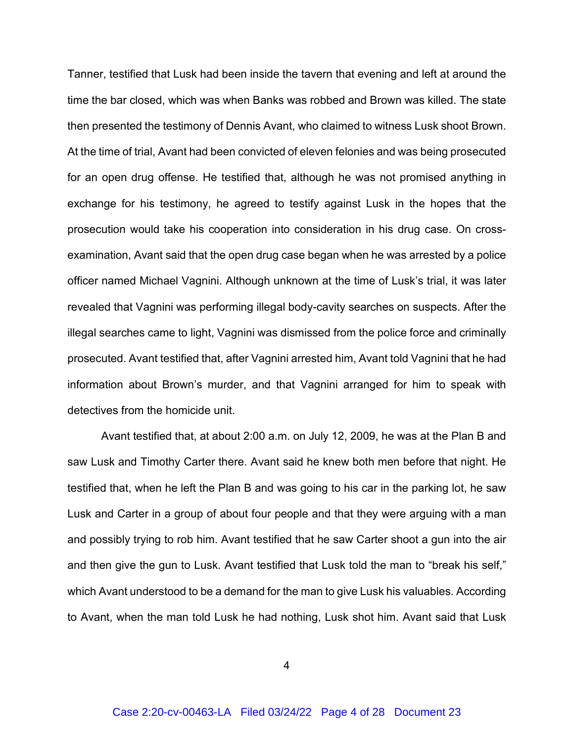Tanner, testified that Lusk had been inside the tavern that evening and left at around the time the bar closed, which was when Banks was robbed and Brown was killed. The state then presented the testimony of Dennis Avant, who claimed to witness Lusk shoot Brown. At the time of trial, Avant had been convicted of eleven felonies and was being prosecuted for an open drug offense. He testified that, although he was not promised anything in exchange for his testimony, he agreed to testify against Lusk in the hopes that the prosecution would take his cooperation into consideration in his drug case. On cross-examination, Avant said that the open drug case began when he was arrested by a police officer named Michael Vagnini. Although unknown at the time of Lusk's trial, it was later revealed that Vagnini was performing illegal body-cavity searches on suspects. After the illegal searches came to light, Vagnini was dismissed from the police force and criminally prosecuted. Avant testified that, after Vagnini arrested him, Avant told Vagnini that he had information about Brown's murder, and that Vagnini arranged for him to speak with detectives from the homicide unit.

Avant testified that, at about 2:00 a.m. on July 12, 2009, he was at the Plan B and saw Lusk and Timothy Carter there. Avant said he knew both men before that night. He testified that, when he left the Plan B and was going to his car in the parking lot, he saw Lusk and Carter in a group of about four people and that they were arguing with a man and possibly trying to rob him. Avant testified that he saw Carter shoot a gun into the air and then give the gun to Lusk. Avant testified that Lusk told the man to "break his self," which Avant understood to be a demand for the man to give Lusk his valuables. According to Avant, when the man told Lusk he had nothing, Lusk shot him. Avant said that Lusk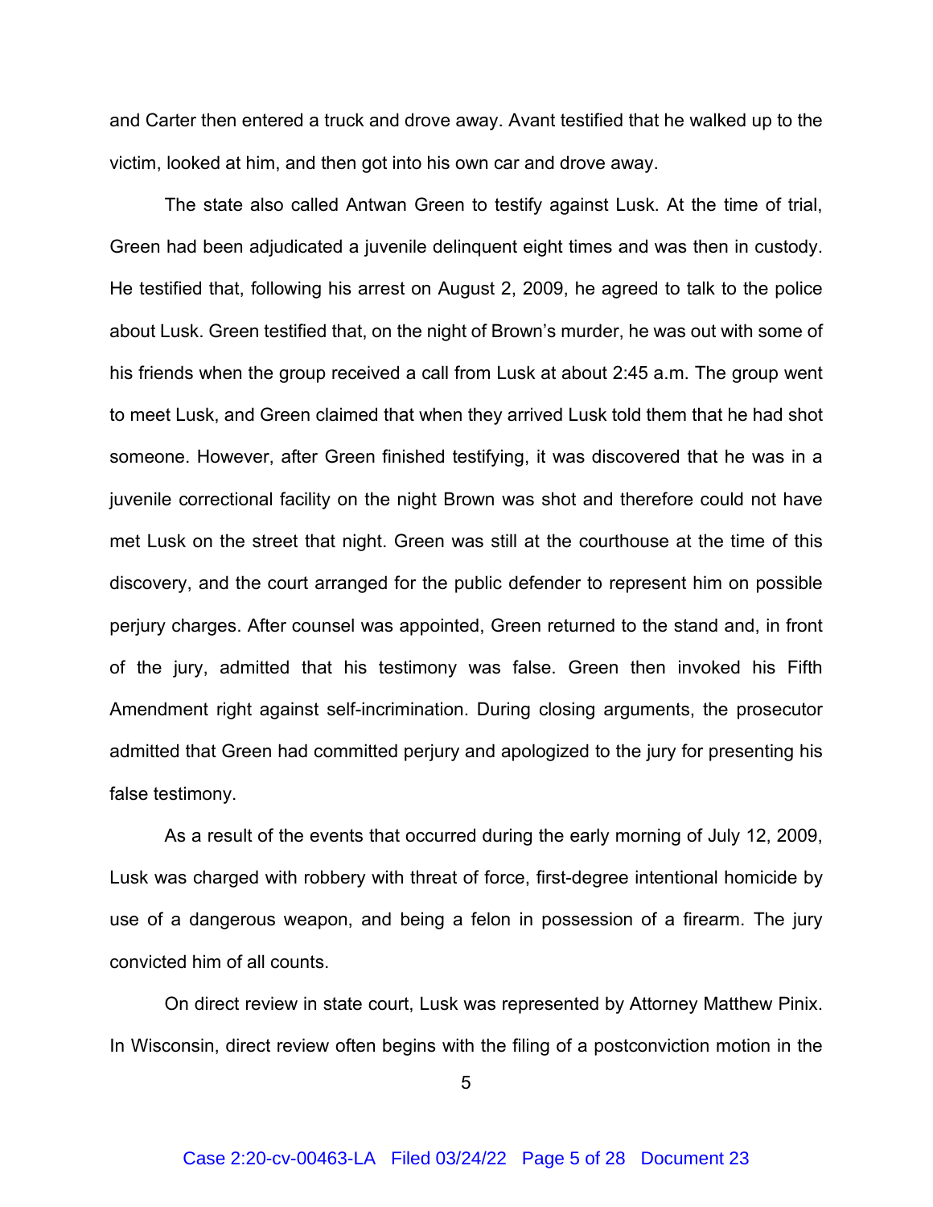and Carter then entered a truck and drove away. Avant testified that he walked up to the victim, looked at him, and then got into his own car and drove away.

The state also called Antwan Green to testify against Lusk. At the time of trial, Green had been adjudicated a juvenile delinquent eight times and was then in custody. He testified that, following his arrest on August 2, 2009, he agreed to talk to the police about Lusk. Green testified that, on the night of Brown's murder, he was out with some of his friends when the group received a call from Lusk at about 2:45 a.m. The group went to meet Lusk, and Green claimed that when they arrived Lusk told them that he had shot someone. However, after Green finished testifying, it was discovered that he was in a juvenile correctional facility on the night Brown was shot and therefore could not have met Lusk on the street that night. Green was still at the courthouse at the time of this discovery, and the court arranged for the public defender to represent him on possible perjury charges. After counsel was appointed, Green returned to the stand and, in front of the jury, admitted that his testimony was false. Green then invoked his Fifth Amendment right against self-incrimination. During closing arguments, the prosecutor admitted that Green had committed perjury and apologized to the jury for presenting his false testimony.

As a result of the events that occurred during the early morning of July 12, 2009, Lusk was charged with robbery with threat of force, first-degree intentional homicide by use of a dangerous weapon, and being a felon in possession of a firearm. The jury convicted him of all counts.

On direct review in state court, Lusk was represented by Attorney Matthew Pinix. In Wisconsin, direct review often begins with the filing of a postconviction motion in the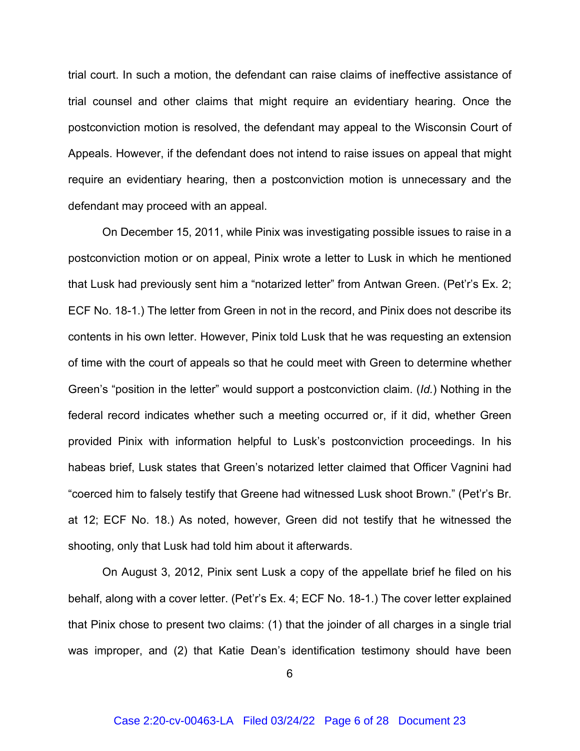trial court. In such a motion, the defendant can raise claims of ineffective assistance of trial counsel and other claims that might require an evidentiary hearing. Once the postconviction motion is resolved, the defendant may appeal to the Wisconsin Court of Appeals. However, if the defendant does not intend to raise issues on appeal that might require an evidentiary hearing, then a postconviction motion is unnecessary and the defendant may proceed with an appeal.

On December 15, 2011, while Pinix was investigating possible issues to raise in a postconviction motion or on appeal, Pinix wrote a letter to Lusk in which he mentioned that Lusk had previously sent him a "notarized letter" from Antwan Green. (Pet'r's Ex. 2; ECF No. 18-1.) The letter from Green in not in the record, and Pinix does not describe its contents in his own letter. However, Pinix told Lusk that he was requesting an extension of time with the court of appeals so that he could meet with Green to determine whether Green's "position in the letter" would support a postconviction claim. (*Id.*) Nothing in the federal record indicates whether such a meeting occurred or, if it did, whether Green provided Pinix with information helpful to Lusk's postconviction proceedings. In his habeas brief, Lusk states that Green's notarized letter claimed that Officer Vagnini had "coerced him to falsely testify that Greene had witnessed Lusk shoot Brown." (Pet'r's Br. at 12; ECF No. 18.) As noted, however, Green did not testify that he witnessed the shooting, only that Lusk had told him about it afterwards.

On August 3, 2012, Pinix sent Lusk a copy of the appellate brief he filed on his behalf, along with a cover letter. (Pet'r's Ex. 4; ECF No. 18-1.) The cover letter explained that Pinix chose to present two claims: (1) that the joinder of all charges in a single trial was improper, and (2) that Katie Dean's identification testimony should have been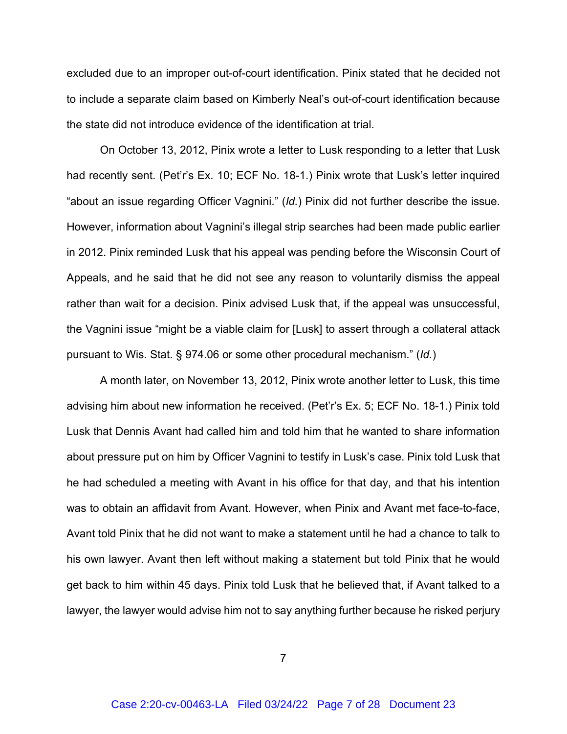excluded due to an improper out-of-court identification. Pinix stated that he decided not to include a separate claim based on Kimberly Neal's out-of-court identification because the state did not introduce evidence of the identification at trial.

On October 13, 2012, Pinix wrote a letter to Lusk responding to a letter that Lusk had recently sent. (Pet'r's Ex. 10; ECF No. 18-1.) Pinix wrote that Lusk's letter inquired "about an issue regarding Officer Vagnini." (*Id.*) Pinix did not further describe the issue. However, information about Vagnini's illegal strip searches had been made public earlier in 2012. Pinix reminded Lusk that his appeal was pending before the Wisconsin Court of Appeals, and he said that he did not see any reason to voluntarily dismiss the appeal rather than wait for a decision. Pinix advised Lusk that, if the appeal was unsuccessful, the Vagnini issue "might be a viable claim for [Lusk] to assert through a collateral attack pursuant to Wis. Stat. § 974.06 or some other procedural mechanism." (*Id.*)

A month later, on November 13, 2012, Pinix wrote another letter to Lusk, this time advising him about new information he received. (Pet'r's Ex. 5; ECF No. 18-1.) Pinix told Lusk that Dennis Avant had called him and told him that he wanted to share information about pressure put on him by Officer Vagnini to testify in Lusk's case. Pinix told Lusk that he had scheduled a meeting with Avant in his office for that day, and that his intention was to obtain an affidavit from Avant. However, when Pinix and Avant met face-to-face, Avant told Pinix that he did not want to make a statement until he had a chance to talk to his own lawyer. Avant then left without making a statement but told Pinix that he would get back to him within 45 days. Pinix told Lusk that he believed that, if Avant talked to a lawyer, the lawyer would advise him not to say anything further because he risked perjury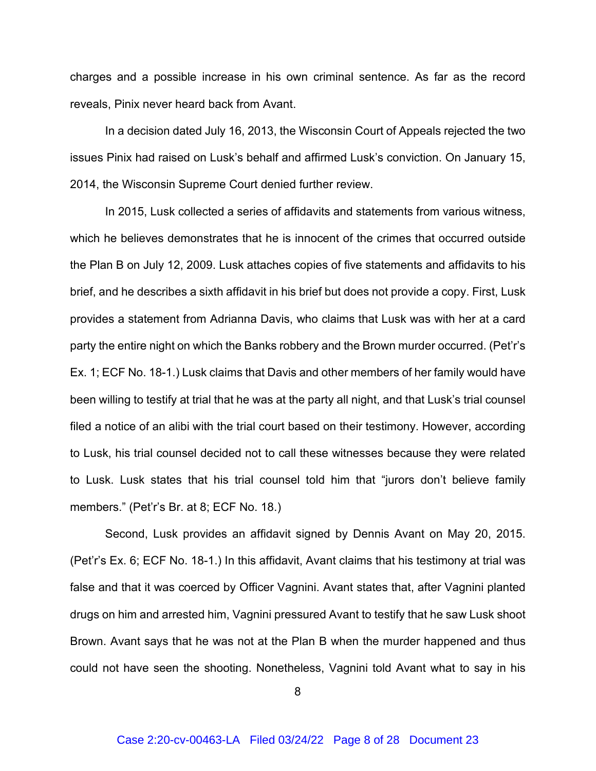charges and a possible increase in his own criminal sentence. As far as the record reveals, Pinix never heard back from Avant.

In a decision dated July 16, 2013, the Wisconsin Court of Appeals rejected the two issues Pinix had raised on Lusk's behalf and affirmed Lusk's conviction. On January 15, 2014, the Wisconsin Supreme Court denied further review.

In 2015, Lusk collected a series of affidavits and statements from various witness, which he believes demonstrates that he is innocent of the crimes that occurred outside the Plan B on July 12, 2009. Lusk attaches copies of five statements and affidavits to his brief, and he describes a sixth affidavit in his brief but does not provide a copy. First, Lusk provides a statement from Adrianna Davis, who claims that Lusk was with her at a card party the entire night on which the Banks robbery and the Brown murder occurred. (Pet'r's Ex. 1; ECF No. 18-1.) Lusk claims that Davis and other members of her family would have been willing to testify at trial that he was at the party all night, and that Lusk's trial counsel filed a notice of an alibi with the trial court based on their testimony. However, according to Lusk, his trial counsel decided not to call these witnesses because they were related to Lusk. Lusk states that his trial counsel told him that "jurors don't believe family members." (Pet'r's Br. at 8; ECF No. 18.)

Second, Lusk provides an affidavit signed by Dennis Avant on May 20, 2015. (Pet'r's Ex. 6; ECF No. 18-1.) In this affidavit, Avant claims that his testimony at trial was false and that it was coerced by Officer Vagnini. Avant states that, after Vagnini planted drugs on him and arrested him, Vagnini pressured Avant to testify that he saw Lusk shoot Brown. Avant says that he was not at the Plan B when the murder happened and thus could not have seen the shooting. Nonetheless, Vagnini told Avant what to say in his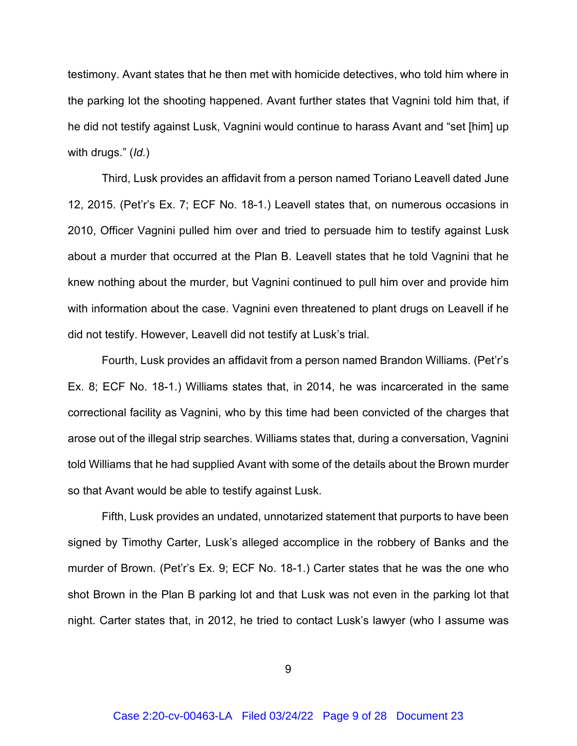testimony. Avant states that he then met with homicide detectives, who told him where in the parking lot the shooting happened. Avant further states that Vagnini told him that, if he did not testify against Lusk, Vagnini would continue to harass Avant and "set [him] up with drugs." (*Id.*)

Third, Lusk provides an affidavit from a person named Toriano Leavell dated June 12, 2015. (Pet'r's Ex. 7; ECF No. 18-1.) Leavell states that, on numerous occasions in 2010, Officer Vagnini pulled him over and tried to persuade him to testify against Lusk about a murder that occurred at the Plan B. Leavell states that he told Vagnini that he knew nothing about the murder, but Vagnini continued to pull him over and provide him with information about the case. Vagnini even threatened to plant drugs on Leavell if he did not testify. However, Leavell did not testify at Lusk's trial.

Fourth, Lusk provides an affidavit from a person named Brandon Williams. (Pet'r's Ex. 8; ECF No. 18-1.) Williams states that, in 2014, he was incarcerated in the same correctional facility as Vagnini, who by this time had been convicted of the charges that arose out of the illegal strip searches. Williams states that, during a conversation, Vagnini told Williams that he had supplied Avant with some of the details about the Brown murder so that Avant would be able to testify against Lusk.

Fifth, Lusk provides an undated, unnotarized statement that purports to have been signed by Timothy Carter, Lusk's alleged accomplice in the robbery of Banks and the murder of Brown. (Pet'r's Ex. 9; ECF No. 18-1.) Carter states that he was the one who shot Brown in the Plan B parking lot and that Lusk was not even in the parking lot that night. Carter states that, in 2012, he tried to contact Lusk's lawyer (who I assume was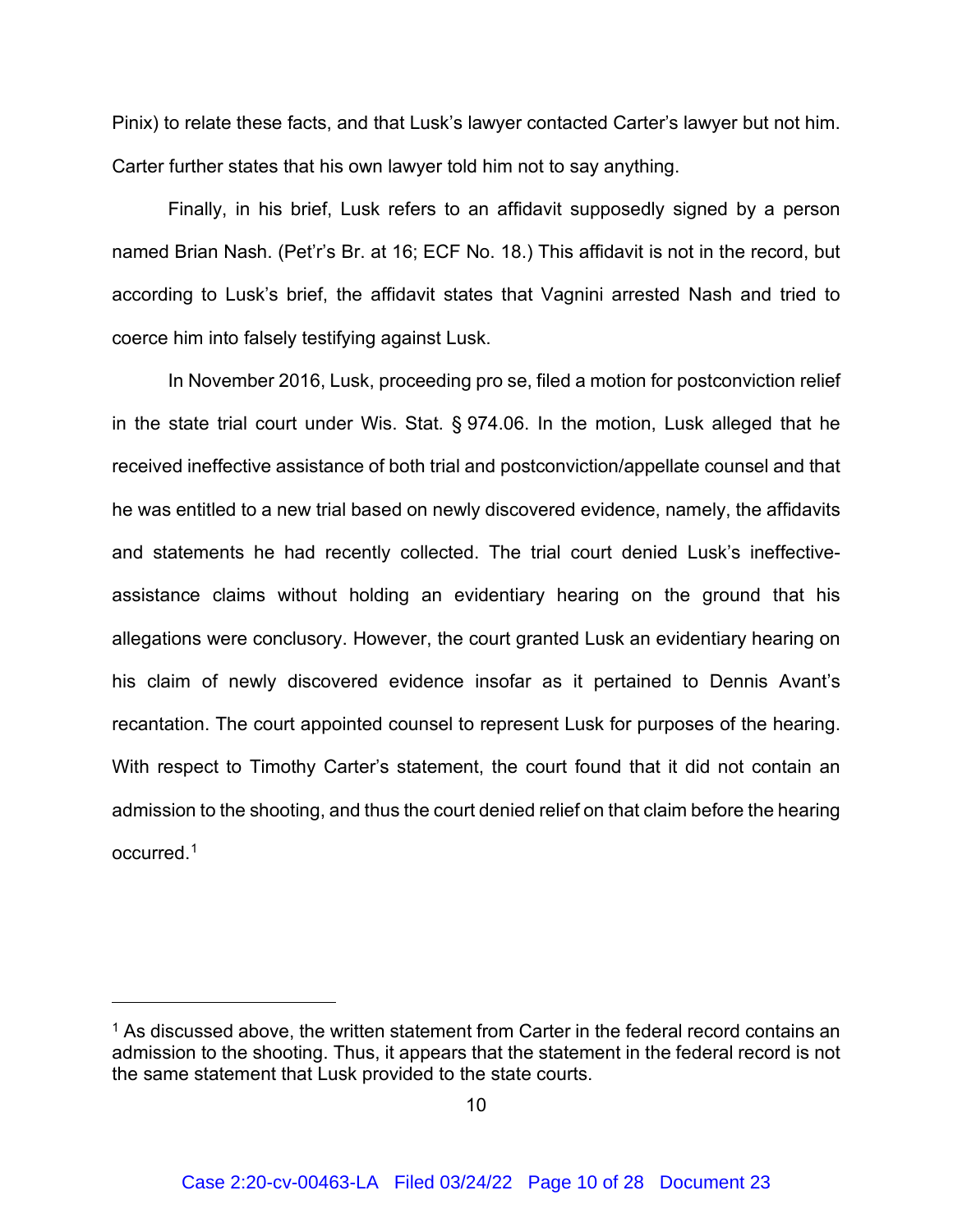Pinix) to relate these facts, and that Lusk's lawyer contacted Carter's lawyer but not him. Carter further states that his own lawyer told him not to say anything.

Finally, in his brief, Lusk refers to an affidavit supposedly signed by a person named Brian Nash. (Pet'r's Br. at 16; ECF No. 18.) This affidavit is not in the record, but according to Lusk's brief, the affidavit states that Vagnini arrested Nash and tried to coerce him into falsely testifying against Lusk.

In November 2016, Lusk, proceeding pro se, filed a motion for postconviction relief in the state trial court under Wis. Stat. § 974.06. In the motion, Lusk alleged that he received ineffective assistance of both trial and postconviction/appellate counsel and that he was entitled to a new trial based on newly discovered evidence, namely, the affidavits and statements he had recently collected. The trial court denied Lusk's ineffective-assistance claims without holding an evidentiary hearing on the ground that his allegations were conclusory. However, the court granted Lusk an evidentiary hearing on his claim of newly discovered evidence insofar as it pertained to Dennis Avant's recantation. The court appointed counsel to represent Lusk for purposes of the hearing. With respect to Timothy Carter's statement, the court found that it did not contain an admission to the shooting, and thus the court denied relief on that claim before the hearing occurred.[1]

---

[1] As discussed above, the written statement from Carter in the federal record contains an admission to the shooting. Thus, it appears that the statement in the federal record is not the same statement that Lusk provided to the state courts.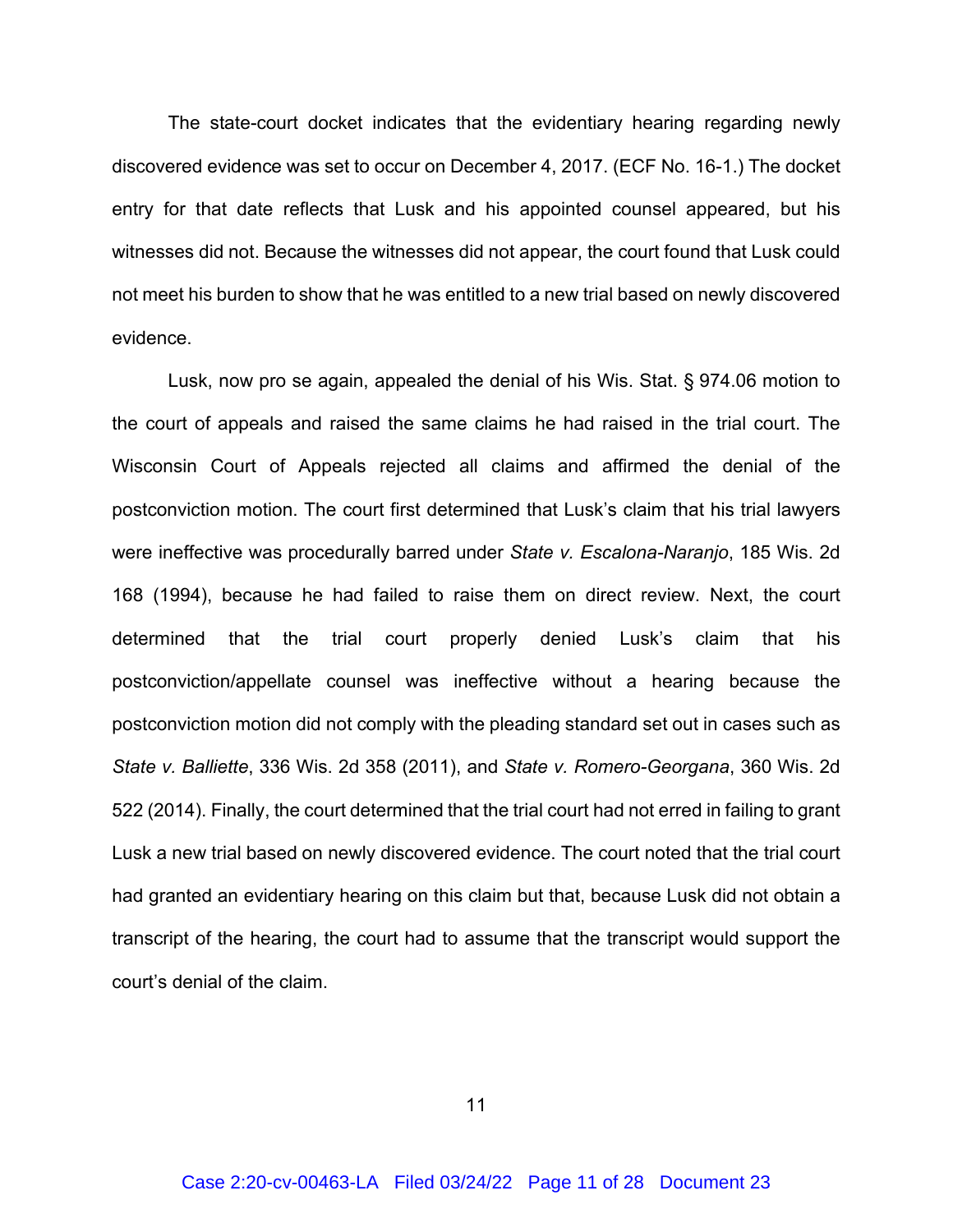The state-court docket indicates that the evidentiary hearing regarding newly discovered evidence was set to occur on December 4, 2017. (ECF No. 16-1.) The docket entry for that date reflects that Lusk and his appointed counsel appeared, but his witnesses did not. Because the witnesses did not appear, the court found that Lusk could not meet his burden to show that he was entitled to a new trial based on newly discovered evidence.

Lusk, now pro se again, appealed the denial of his Wis. Stat. § 974.06 motion to the court of appeals and raised the same claims he had raised in the trial court. The Wisconsin Court of Appeals rejected all claims and affirmed the denial of the postconviction motion. The court first determined that Lusk's claim that his trial lawyers were ineffective was procedurally barred under *State v. Escalona-Naranjo*, 185 Wis. 2d 168 (1994), because he had failed to raise them on direct review. Next, the court determined that the trial court properly denied Lusk's claim that his postconviction/appellate counsel was ineffective without a hearing because the postconviction motion did not comply with the pleading standard set out in cases such as *State v. Balliette*, 336 Wis. 2d 358 (2011), and *State v. Romero-Georgana*, 360 Wis. 2d 522 (2014). Finally, the court determined that the trial court had not erred in failing to grant Lusk a new trial based on newly discovered evidence. The court noted that the trial court had granted an evidentiary hearing on this claim but that, because Lusk did not obtain a transcript of the hearing, the court had to assume that the transcript would support the court's denial of the claim.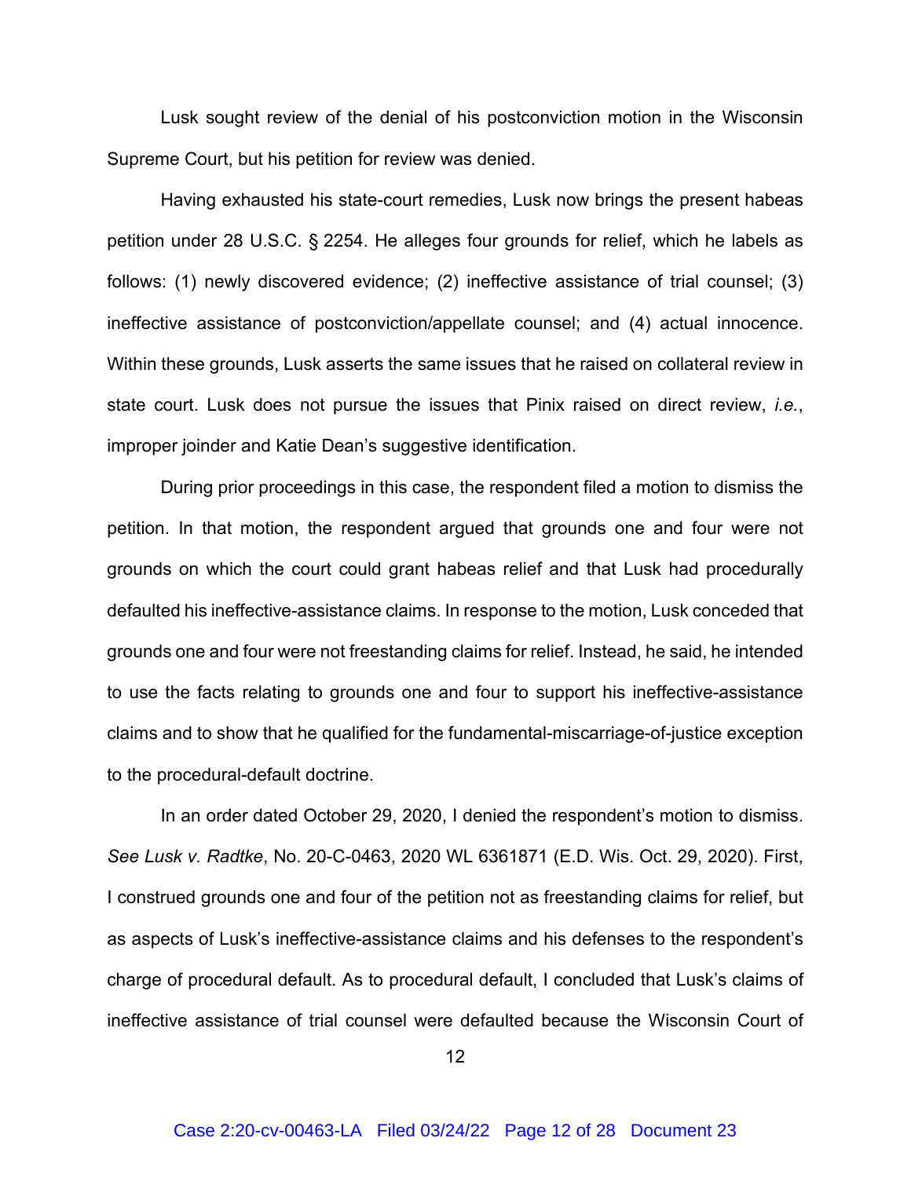Lusk sought review of the denial of his postconviction motion in the Wisconsin Supreme Court, but his petition for review was denied.

Having exhausted his state-court remedies, Lusk now brings the present habeas petition under 28 U.S.C. § 2254. He alleges four grounds for relief, which he labels as follows: (1) newly discovered evidence; (2) ineffective assistance of trial counsel; (3) ineffective assistance of postconviction/appellate counsel; and (4) actual innocence. Within these grounds, Lusk asserts the same issues that he raised on collateral review in state court. Lusk does not pursue the issues that Pinix raised on direct review, *i.e.*, improper joinder and Katie Dean's suggestive identification.

During prior proceedings in this case, the respondent filed a motion to dismiss the petition. In that motion, the respondent argued that grounds one and four were not grounds on which the court could grant habeas relief and that Lusk had procedurally defaulted his ineffective-assistance claims. In response to the motion, Lusk conceded that grounds one and four were not freestanding claims for relief. Instead, he said, he intended to use the facts relating to grounds one and four to support his ineffective-assistance claims and to show that he qualified for the fundamental-miscarriage-of-justice exception to the procedural-default doctrine.

In an order dated October 29, 2020, I denied the respondent's motion to dismiss. *See Lusk v. Radtke*, No. 20-C-0463, 2020 WL 6361871 (E.D. Wis. Oct. 29, 2020). First, I construed grounds one and four of the petition not as freestanding claims for relief, but as aspects of Lusk's ineffective-assistance claims and his defenses to the respondent's charge of procedural default. As to procedural default, I concluded that Lusk's claims of ineffective assistance of trial counsel were defaulted because the Wisconsin Court of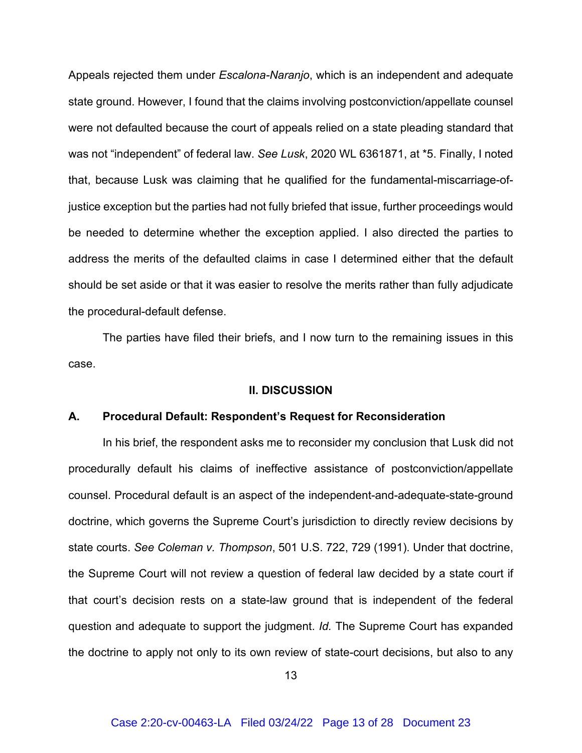Appeals rejected them under *Escalona-Naranjo*, which is an independent and adequate state ground. However, I found that the claims involving postconviction/appellate counsel were not defaulted because the court of appeals relied on a state pleading standard that was not "independent" of federal law. *See Lusk*, 2020 WL 6361871, at *5. Finally, I noted that, because Lusk was claiming that he qualified for the fundamental-miscarriage-of-justice exception but the parties had not fully briefed that issue, further proceedings would be needed to determine whether the exception applied. I also directed the parties to address the merits of the defaulted claims in case I determined either that the default should be set aside or that it was easier to resolve the merits rather than fully adjudicate the procedural-default defense.

The parties have filed their briefs, and I now turn to the remaining issues in this case.

## II. DISCUSSION

### A. Procedural Default: Respondent's Request for Reconsideration

In his brief, the respondent asks me to reconsider my conclusion that Lusk did not procedurally default his claims of ineffective assistance of postconviction/appellate counsel. Procedural default is an aspect of the independent-and-adequate-state-ground doctrine, which governs the Supreme Court's jurisdiction to directly review decisions by state courts. *See Coleman v. Thompson*, 501 U.S. 722, 729 (1991). Under that doctrine, the Supreme Court will not review a question of federal law decided by a state court if that court's decision rests on a state-law ground that is independent of the federal question and adequate to support the judgment. *Id.* The Supreme Court has expanded the doctrine to apply not only to its own review of state-court decisions, but also to any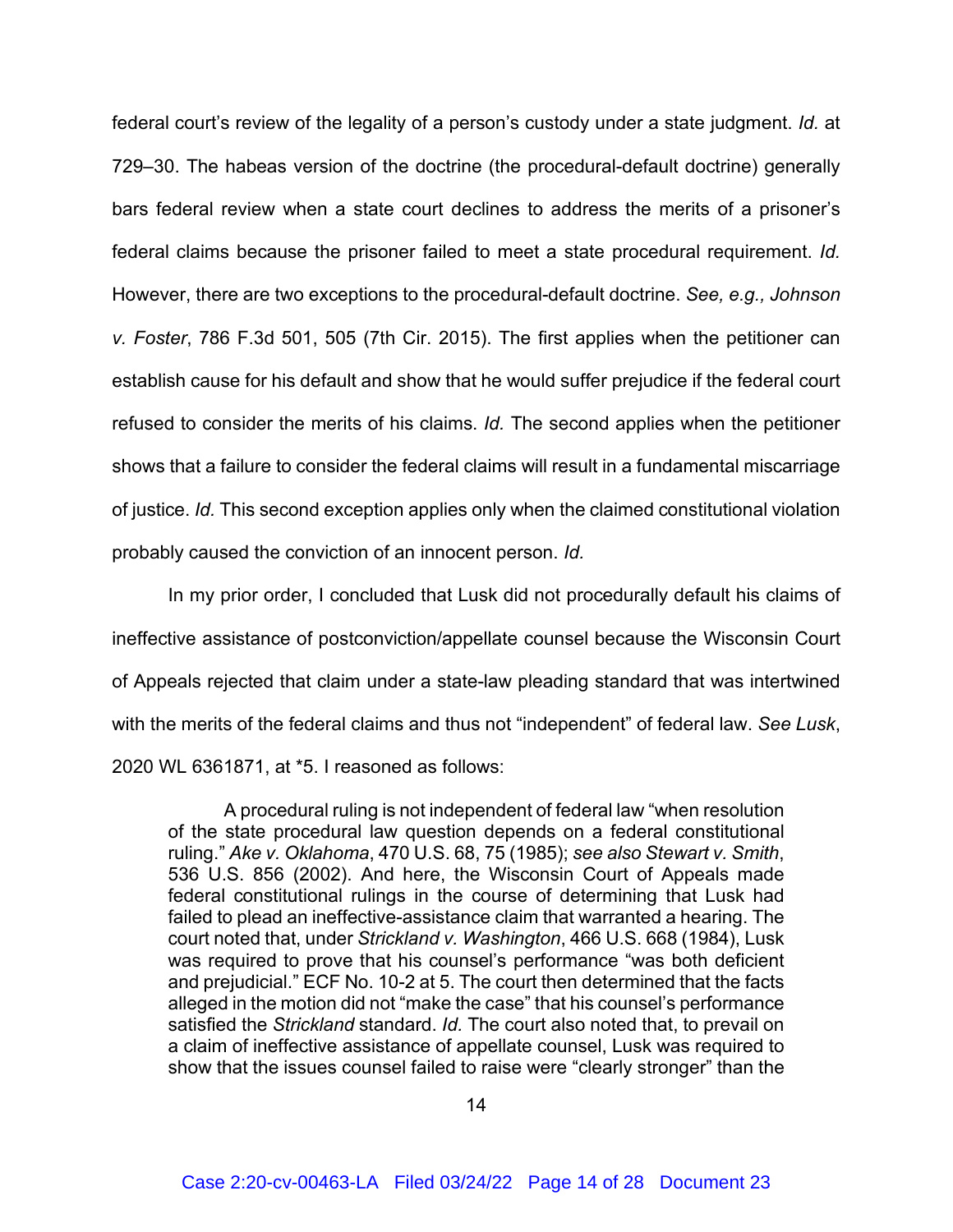federal court's review of the legality of a person's custody under a state judgment. *Id.* at 729–30. The habeas version of the doctrine (the procedural-default doctrine) generally bars federal review when a state court declines to address the merits of a prisoner's federal claims because the prisoner failed to meet a state procedural requirement. *Id.* However, there are two exceptions to the procedural-default doctrine. *See, e.g., Johnson v. Foster*, 786 F.3d 501, 505 (7th Cir. 2015). The first applies when the petitioner can establish cause for his default and show that he would suffer prejudice if the federal court refused to consider the merits of his claims. *Id.* The second applies when the petitioner shows that a failure to consider the federal claims will result in a fundamental miscarriage of justice. *Id.* This second exception applies only when the claimed constitutional violation probably caused the conviction of an innocent person. *Id.*

In my prior order, I concluded that Lusk did not procedurally default his claims of ineffective assistance of postconviction/appellate counsel because the Wisconsin Court of Appeals rejected that claim under a state-law pleading standard that was intertwined with the merits of the federal claims and thus not "independent" of federal law. *See Lusk*, 2020 WL 6361871, at *5. I reasoned as follows:

> A procedural ruling is not independent of federal law "when resolution of the state procedural law question depends on a federal constitutional ruling." *Ake v. Oklahoma*, 470 U.S. 68, 75 (1985); *see also Stewart v. Smith*, 536 U.S. 856 (2002). And here, the Wisconsin Court of Appeals made federal constitutional rulings in the course of determining that Lusk had failed to plead an ineffective-assistance claim that warranted a hearing. The court noted that, under *Strickland v. Washington*, 466 U.S. 668 (1984), Lusk was required to prove that his counsel's performance "was both deficient and prejudicial." ECF No. 10-2 at 5. The court then determined that the facts alleged in the motion did not "make the case" that his counsel's performance satisfied the *Strickland* standard. *Id.* The court also noted that, to prevail on a claim of ineffective assistance of appellate counsel, Lusk was required to show that the issues counsel failed to raise were "clearly stronger" than the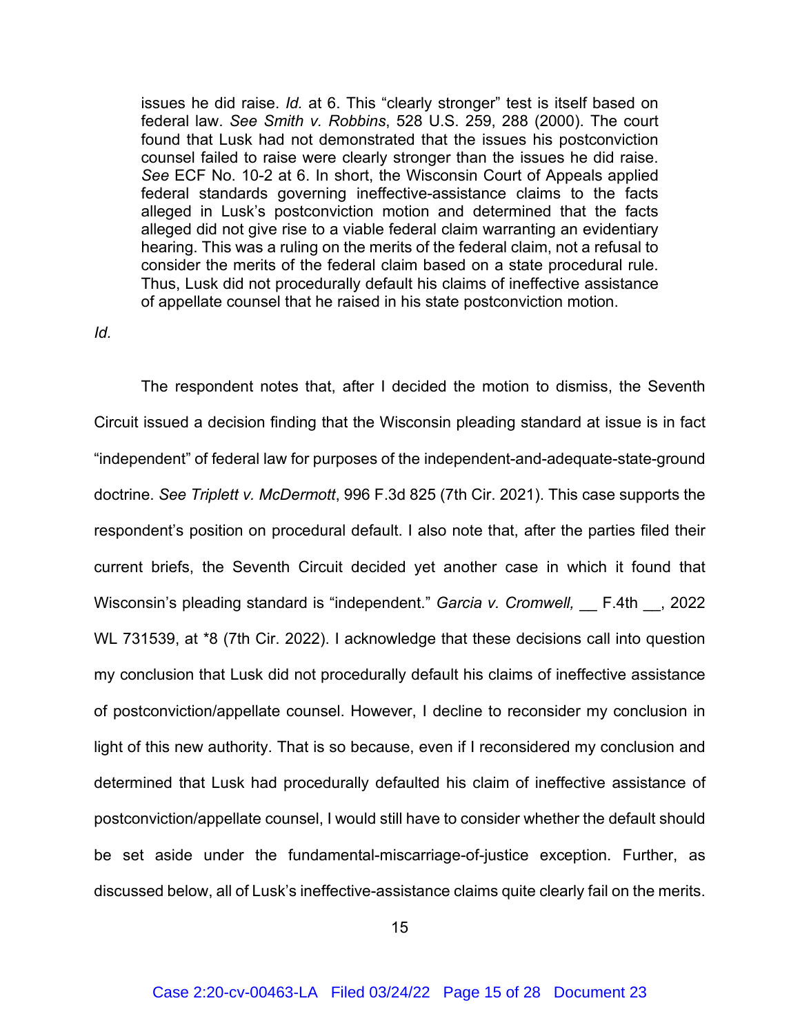> issues he did raise. *Id.* at 6. This "clearly stronger" test is itself based on federal law. *See Smith v. Robbins*, 528 U.S. 259, 288 (2000). The court found that Lusk had not demonstrated that the issues his postconviction counsel failed to raise were clearly stronger than the issues he did raise. *See* ECF No. 10-2 at 6. In short, the Wisconsin Court of Appeals applied federal standards governing ineffective-assistance claims to the facts alleged in Lusk's postconviction motion and determined that the facts alleged did not give rise to a viable federal claim warranting an evidentiary hearing. This was a ruling on the merits of the federal claim, not a refusal to consider the merits of the federal claim based on a state procedural rule. Thus, Lusk did not procedurally default his claims of ineffective assistance of appellate counsel that he raised in his state postconviction motion.

*Id.*

The respondent notes that, after I decided the motion to dismiss, the Seventh Circuit issued a decision finding that the Wisconsin pleading standard at issue is in fact "independent" of federal law for purposes of the independent-and-adequate-state-ground doctrine. *See Triplett v. McDermott*, 996 F.3d 825 (7th Cir. 2021). This case supports the respondent's position on procedural default. I also note that, after the parties filed their current briefs, the Seventh Circuit decided yet another case in which it found that Wisconsin's pleading standard is "independent." *Garcia v. Cromwell,* \_\_ F.4th \_\_, 2022 WL 731539, at *8 (7th Cir. 2022). I acknowledge that these decisions call into question my conclusion that Lusk did not procedurally default his claims of ineffective assistance of postconviction/appellate counsel. However, I decline to reconsider my conclusion in light of this new authority. That is so because, even if I reconsidered my conclusion and determined that Lusk had procedurally defaulted his claim of ineffective assistance of postconviction/appellate counsel, I would still have to consider whether the default should be set aside under the fundamental-miscarriage-of-justice exception. Further, as discussed below, all of Lusk's ineffective-assistance claims quite clearly fail on the merits.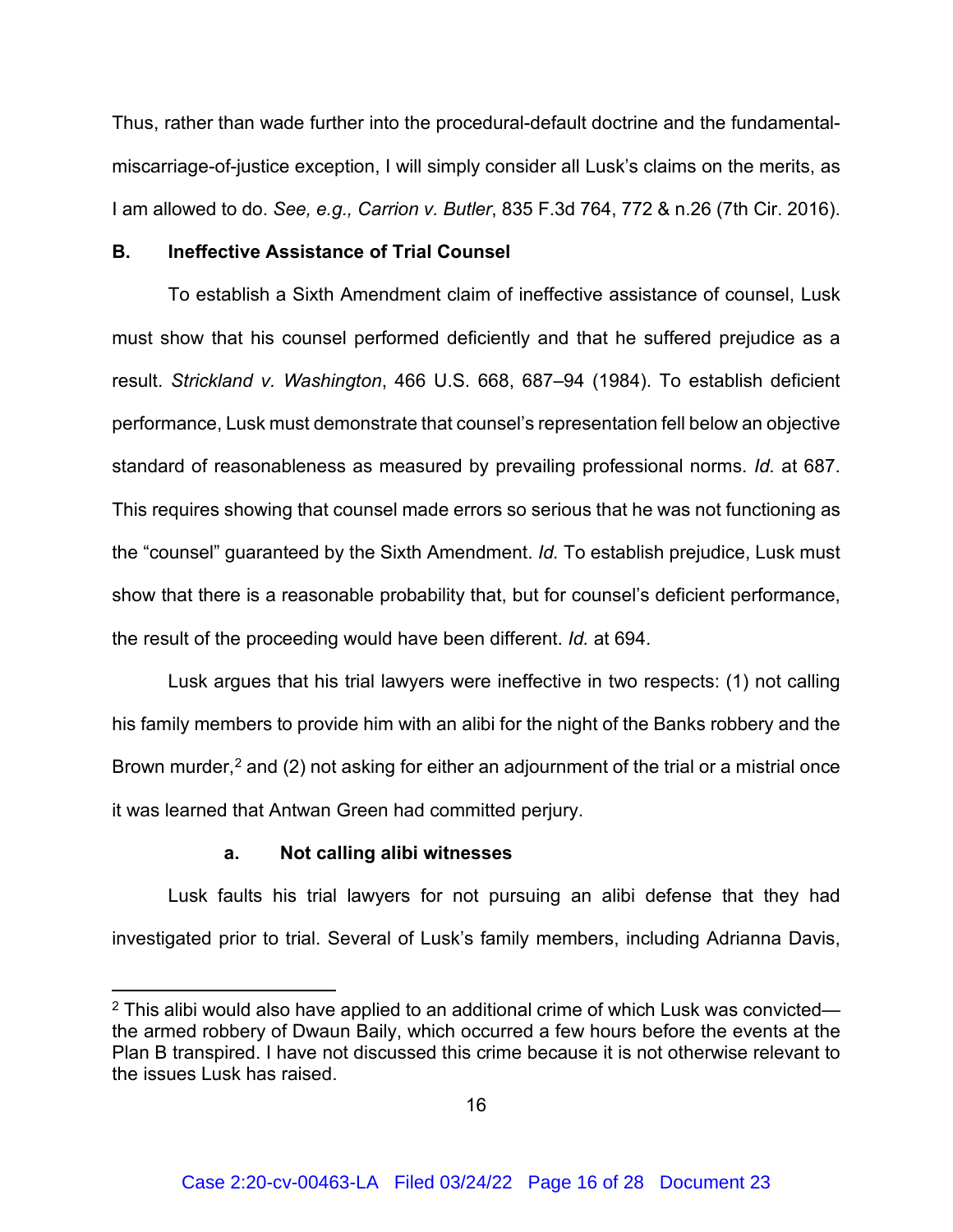Thus, rather than wade further into the procedural-default doctrine and the fundamental-miscarriage-of-justice exception, I will simply consider all Lusk's claims on the merits, as I am allowed to do. *See, e.g., Carrion v. Butler*, 835 F.3d 764, 772 & n.26 (7th Cir. 2016).

**B. Ineffective Assistance of Trial Counsel**

To establish a Sixth Amendment claim of ineffective assistance of counsel, Lusk must show that his counsel performed deficiently and that he suffered prejudice as a result. *Strickland v. Washington*, 466 U.S. 668, 687–94 (1984). To establish deficient performance, Lusk must demonstrate that counsel's representation fell below an objective standard of reasonableness as measured by prevailing professional norms. *Id.* at 687. This requires showing that counsel made errors so serious that he was not functioning as the "counsel" guaranteed by the Sixth Amendment. *Id.* To establish prejudice, Lusk must show that there is a reasonable probability that, but for counsel's deficient performance, the result of the proceeding would have been different. *Id.* at 694.

Lusk argues that his trial lawyers were ineffective in two respects: (1) not calling his family members to provide him with an alibi for the night of the Banks robbery and the Brown murder,[2] and (2) not asking for either an adjournment of the trial or a mistrial once it was learned that Antwan Green had committed perjury.

**a. Not calling alibi witnesses**

Lusk faults his trial lawyers for not pursuing an alibi defense that they had investigated prior to trial. Several of Lusk's family members, including Adrianna Davis,

[2] This alibi would also have applied to an additional crime of which Lusk was convicted—the armed robbery of Dwaun Baily, which occurred a few hours before the events at the Plan B transpired. I have not discussed this crime because it is not otherwise relevant to the issues Lusk has raised.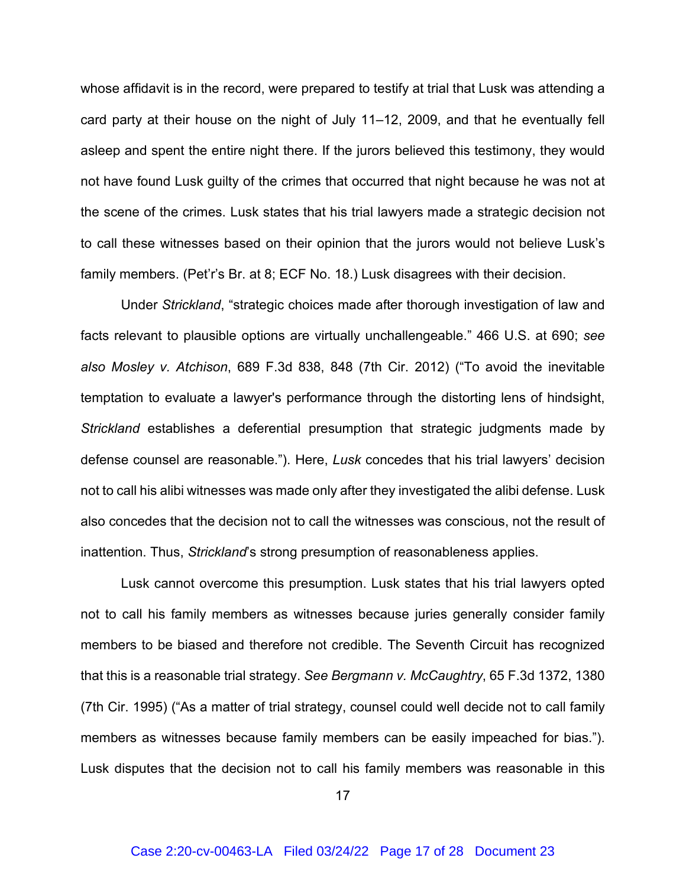whose affidavit is in the record, were prepared to testify at trial that Lusk was attending a card party at their house on the night of July 11–12, 2009, and that he eventually fell asleep and spent the entire night there. If the jurors believed this testimony, they would not have found Lusk guilty of the crimes that occurred that night because he was not at the scene of the crimes. Lusk states that his trial lawyers made a strategic decision not to call these witnesses based on their opinion that the jurors would not believe Lusk's family members. (Pet'r's Br. at 8; ECF No. 18.) Lusk disagrees with their decision.

Under *Strickland*, "strategic choices made after thorough investigation of law and facts relevant to plausible options are virtually unchallengeable." 466 U.S. at 690; *see also Mosley v. Atchison*, 689 F.3d 838, 848 (7th Cir. 2012) ("To avoid the inevitable temptation to evaluate a lawyer's performance through the distorting lens of hindsight, *Strickland* establishes a deferential presumption that strategic judgments made by defense counsel are reasonable."). Here, *Lusk* concedes that his trial lawyers' decision not to call his alibi witnesses was made only after they investigated the alibi defense. Lusk also concedes that the decision not to call the witnesses was conscious, not the result of inattention. Thus, *Strickland*'s strong presumption of reasonableness applies.

Lusk cannot overcome this presumption. Lusk states that his trial lawyers opted not to call his family members as witnesses because juries generally consider family members to be biased and therefore not credible. The Seventh Circuit has recognized that this is a reasonable trial strategy. *See Bergmann v. McCaughtry*, 65 F.3d 1372, 1380 (7th Cir. 1995) ("As a matter of trial strategy, counsel could well decide not to call family members as witnesses because family members can be easily impeached for bias."). Lusk disputes that the decision not to call his family members was reasonable in this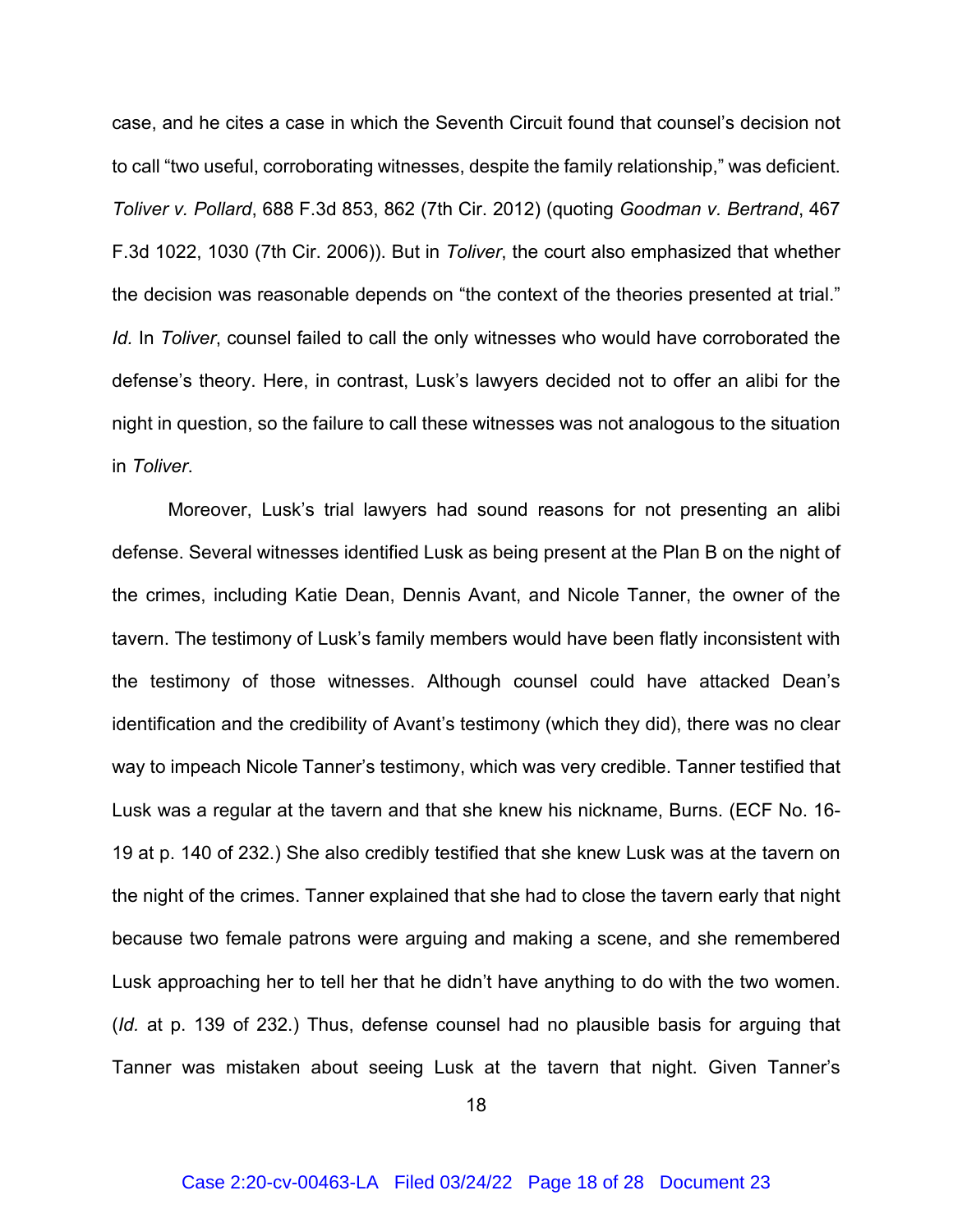case, and he cites a case in which the Seventh Circuit found that counsel's decision not to call "two useful, corroborating witnesses, despite the family relationship," was deficient. *Toliver v. Pollard*, 688 F.3d 853, 862 (7th Cir. 2012) (quoting *Goodman v. Bertrand*, 467 F.3d 1022, 1030 (7th Cir. 2006)). But in *Toliver*, the court also emphasized that whether the decision was reasonable depends on "the context of the theories presented at trial." *Id.* In *Toliver*, counsel failed to call the only witnesses who would have corroborated the defense's theory. Here, in contrast, Lusk's lawyers decided not to offer an alibi for the night in question, so the failure to call these witnesses was not analogous to the situation in *Toliver*.

Moreover, Lusk's trial lawyers had sound reasons for not presenting an alibi defense. Several witnesses identified Lusk as being present at the Plan B on the night of the crimes, including Katie Dean, Dennis Avant, and Nicole Tanner, the owner of the tavern. The testimony of Lusk's family members would have been flatly inconsistent with the testimony of those witnesses. Although counsel could have attacked Dean's identification and the credibility of Avant's testimony (which they did), there was no clear way to impeach Nicole Tanner's testimony, which was very credible. Tanner testified that Lusk was a regular at the tavern and that she knew his nickname, Burns. (ECF No. 16-19 at p. 140 of 232.) She also credibly testified that she knew Lusk was at the tavern on the night of the crimes. Tanner explained that she had to close the tavern early that night because two female patrons were arguing and making a scene, and she remembered Lusk approaching her to tell her that he didn't have anything to do with the two women. (*Id.* at p. 139 of 232.) Thus, defense counsel had no plausible basis for arguing that Tanner was mistaken about seeing Lusk at the tavern that night. Given Tanner's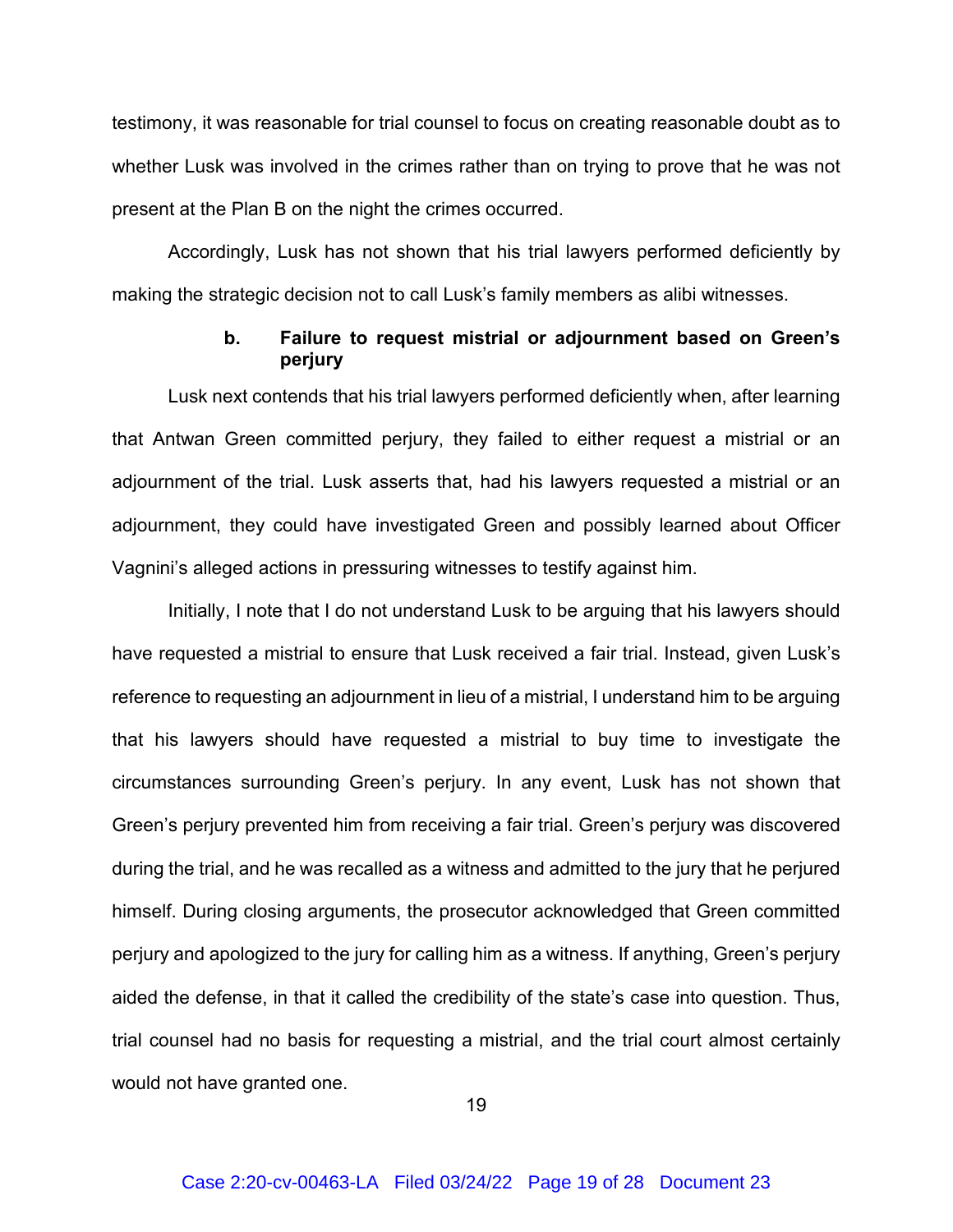testimony, it was reasonable for trial counsel to focus on creating reasonable doubt as to whether Lusk was involved in the crimes rather than on trying to prove that he was not present at the Plan B on the night the crimes occurred.

Accordingly, Lusk has not shown that his trial lawyers performed deficiently by making the strategic decision not to call Lusk's family members as alibi witnesses.

**b. Failure to request mistrial or adjournment based on Green's perjury**

Lusk next contends that his trial lawyers performed deficiently when, after learning that Antwan Green committed perjury, they failed to either request a mistrial or an adjournment of the trial. Lusk asserts that, had his lawyers requested a mistrial or an adjournment, they could have investigated Green and possibly learned about Officer Vagnini's alleged actions in pressuring witnesses to testify against him.

Initially, I note that I do not understand Lusk to be arguing that his lawyers should have requested a mistrial to ensure that Lusk received a fair trial. Instead, given Lusk's reference to requesting an adjournment in lieu of a mistrial, I understand him to be arguing that his lawyers should have requested a mistrial to buy time to investigate the circumstances surrounding Green's perjury. In any event, Lusk has not shown that Green's perjury prevented him from receiving a fair trial. Green's perjury was discovered during the trial, and he was recalled as a witness and admitted to the jury that he perjured himself. During closing arguments, the prosecutor acknowledged that Green committed perjury and apologized to the jury for calling him as a witness. If anything, Green's perjury aided the defense, in that it called the credibility of the state's case into question. Thus, trial counsel had no basis for requesting a mistrial, and the trial court almost certainly would not have granted one.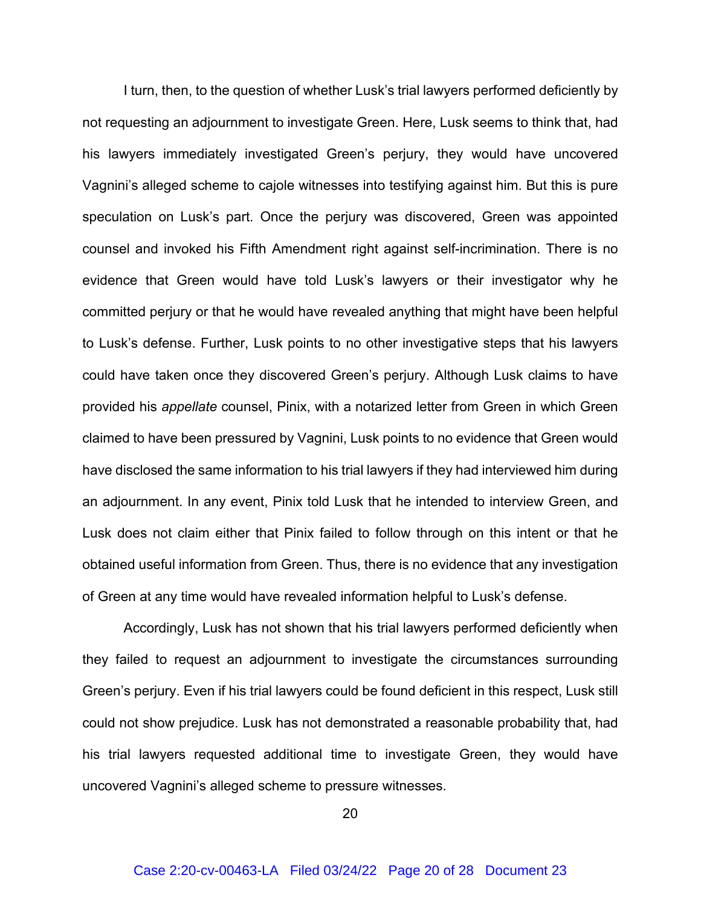I turn, then, to the question of whether Lusk's trial lawyers performed deficiently by not requesting an adjournment to investigate Green. Here, Lusk seems to think that, had his lawyers immediately investigated Green's perjury, they would have uncovered Vagnini's alleged scheme to cajole witnesses into testifying against him. But this is pure speculation on Lusk's part. Once the perjury was discovered, Green was appointed counsel and invoked his Fifth Amendment right against self-incrimination. There is no evidence that Green would have told Lusk's lawyers or their investigator why he committed perjury or that he would have revealed anything that might have been helpful to Lusk's defense. Further, Lusk points to no other investigative steps that his lawyers could have taken once they discovered Green's perjury. Although Lusk claims to have provided his *appellate* counsel, Pinix, with a notarized letter from Green in which Green claimed to have been pressured by Vagnini, Lusk points to no evidence that Green would have disclosed the same information to his trial lawyers if they had interviewed him during an adjournment. In any event, Pinix told Lusk that he intended to interview Green, and Lusk does not claim either that Pinix failed to follow through on this intent or that he obtained useful information from Green. Thus, there is no evidence that any investigation of Green at any time would have revealed information helpful to Lusk's defense.

Accordingly, Lusk has not shown that his trial lawyers performed deficiently when they failed to request an adjournment to investigate the circumstances surrounding Green's perjury. Even if his trial lawyers could be found deficient in this respect, Lusk still could not show prejudice. Lusk has not demonstrated a reasonable probability that, had his trial lawyers requested additional time to investigate Green, they would have uncovered Vagnini's alleged scheme to pressure witnesses.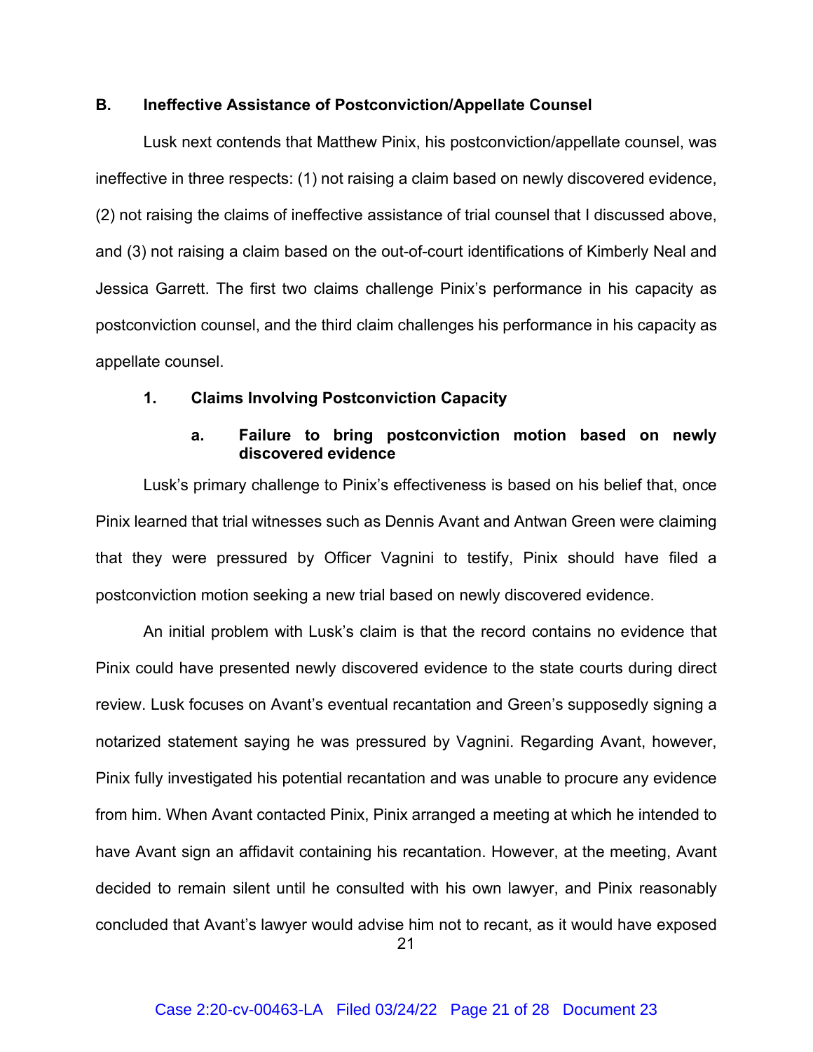### B. Ineffective Assistance of Postconviction/Appellate Counsel

Lusk next contends that Matthew Pinix, his postconviction/appellate counsel, was ineffective in three respects: (1) not raising a claim based on newly discovered evidence, (2) not raising the claims of ineffective assistance of trial counsel that I discussed above, and (3) not raising a claim based on the out-of-court identifications of Kimberly Neal and Jessica Garrett. The first two claims challenge Pinix's performance in his capacity as postconviction counsel, and the third claim challenges his performance in his capacity as appellate counsel.

#### 1. Claims Involving Postconviction Capacity

##### a. Failure to bring postconviction motion based on newly discovered evidence

Lusk's primary challenge to Pinix's effectiveness is based on his belief that, once Pinix learned that trial witnesses such as Dennis Avant and Antwan Green were claiming that they were pressured by Officer Vagnini to testify, Pinix should have filed a postconviction motion seeking a new trial based on newly discovered evidence.

An initial problem with Lusk's claim is that the record contains no evidence that Pinix could have presented newly discovered evidence to the state courts during direct review. Lusk focuses on Avant's eventual recantation and Green's supposedly signing a notarized statement saying he was pressured by Vagnini. Regarding Avant, however, Pinix fully investigated his potential recantation and was unable to procure any evidence from him. When Avant contacted Pinix, Pinix arranged a meeting at which he intended to have Avant sign an affidavit containing his recantation. However, at the meeting, Avant decided to remain silent until he consulted with his own lawyer, and Pinix reasonably concluded that Avant's lawyer would advise him not to recant, as it would have exposed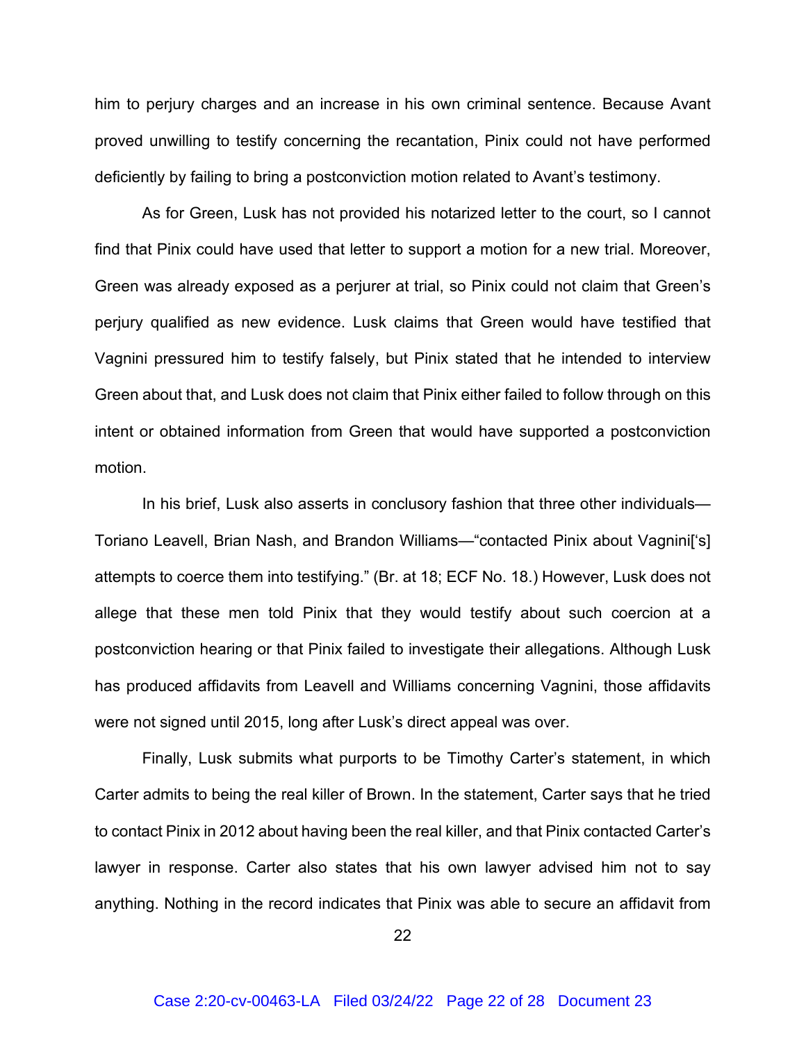him to perjury charges and an increase in his own criminal sentence. Because Avant proved unwilling to testify concerning the recantation, Pinix could not have performed deficiently by failing to bring a postconviction motion related to Avant's testimony.

As for Green, Lusk has not provided his notarized letter to the court, so I cannot find that Pinix could have used that letter to support a motion for a new trial. Moreover, Green was already exposed as a perjurer at trial, so Pinix could not claim that Green's perjury qualified as new evidence. Lusk claims that Green would have testified that Vagnini pressured him to testify falsely, but Pinix stated that he intended to interview Green about that, and Lusk does not claim that Pinix either failed to follow through on this intent or obtained information from Green that would have supported a postconviction motion.

In his brief, Lusk also asserts in conclusory fashion that three other individuals—Toriano Leavell, Brian Nash, and Brandon Williams—"contacted Pinix about Vagnini['s] attempts to coerce them into testifying." (Br. at 18; ECF No. 18.) However, Lusk does not allege that these men told Pinix that they would testify about such coercion at a postconviction hearing or that Pinix failed to investigate their allegations. Although Lusk has produced affidavits from Leavell and Williams concerning Vagnini, those affidavits were not signed until 2015, long after Lusk's direct appeal was over.

Finally, Lusk submits what purports to be Timothy Carter's statement, in which Carter admits to being the real killer of Brown. In the statement, Carter says that he tried to contact Pinix in 2012 about having been the real killer, and that Pinix contacted Carter's lawyer in response. Carter also states that his own lawyer advised him not to say anything. Nothing in the record indicates that Pinix was able to secure an affidavit from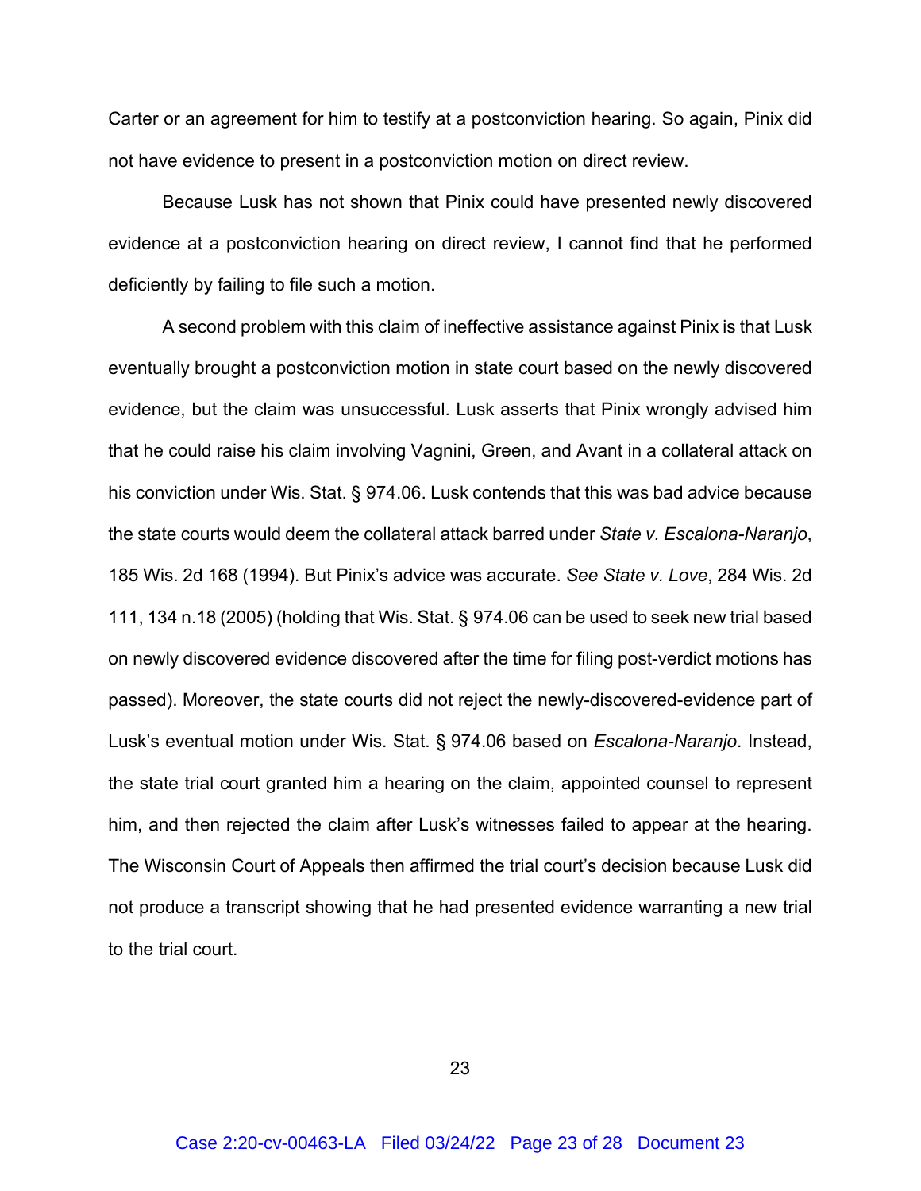Carter or an agreement for him to testify at a postconviction hearing. So again, Pinix did not have evidence to present in a postconviction motion on direct review.

Because Lusk has not shown that Pinix could have presented newly discovered evidence at a postconviction hearing on direct review, I cannot find that he performed deficiently by failing to file such a motion.

A second problem with this claim of ineffective assistance against Pinix is that Lusk eventually brought a postconviction motion in state court based on the newly discovered evidence, but the claim was unsuccessful. Lusk asserts that Pinix wrongly advised him that he could raise his claim involving Vagnini, Green, and Avant in a collateral attack on his conviction under Wis. Stat. § 974.06. Lusk contends that this was bad advice because the state courts would deem the collateral attack barred under *State v. Escalona-Naranjo*, 185 Wis. 2d 168 (1994). But Pinix's advice was accurate. *See State v. Love*, 284 Wis. 2d 111, 134 n.18 (2005) (holding that Wis. Stat. § 974.06 can be used to seek new trial based on newly discovered evidence discovered after the time for filing post-verdict motions has passed). Moreover, the state courts did not reject the newly-discovered-evidence part of Lusk's eventual motion under Wis. Stat. § 974.06 based on *Escalona-Naranjo*. Instead, the state trial court granted him a hearing on the claim, appointed counsel to represent him, and then rejected the claim after Lusk's witnesses failed to appear at the hearing. The Wisconsin Court of Appeals then affirmed the trial court's decision because Lusk did not produce a transcript showing that he had presented evidence warranting a new trial to the trial court.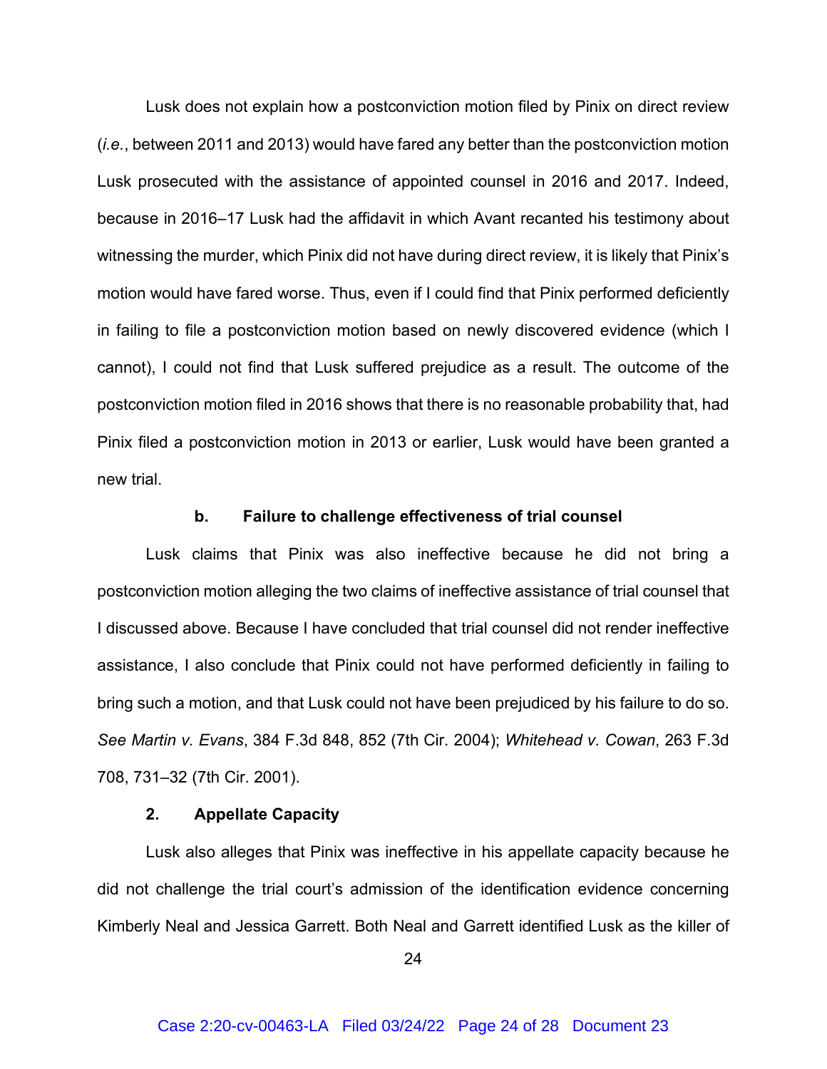Lusk does not explain how a postconviction motion filed by Pinix on direct review (*i.e.*, between 2011 and 2013) would have fared any better than the postconviction motion Lusk prosecuted with the assistance of appointed counsel in 2016 and 2017. Indeed, because in 2016–17 Lusk had the affidavit in which Avant recanted his testimony about witnessing the murder, which Pinix did not have during direct review, it is likely that Pinix's motion would have fared worse. Thus, even if I could find that Pinix performed deficiently in failing to file a postconviction motion based on newly discovered evidence (which I cannot), I could not find that Lusk suffered prejudice as a result. The outcome of the postconviction motion filed in 2016 shows that there is no reasonable probability that, had Pinix filed a postconviction motion in 2013 or earlier, Lusk would have been granted a new trial.

#### b. Failure to challenge effectiveness of trial counsel

Lusk claims that Pinix was also ineffective because he did not bring a postconviction motion alleging the two claims of ineffective assistance of trial counsel that I discussed above. Because I have concluded that trial counsel did not render ineffective assistance, I also conclude that Pinix could not have performed deficiently in failing to bring such a motion, and that Lusk could not have been prejudiced by his failure to do so. *See Martin v. Evans*, 384 F.3d 848, 852 (7th Cir. 2004); *Whitehead v. Cowan*, 263 F.3d 708, 731–32 (7th Cir. 2001).

### 2. Appellate Capacity

Lusk also alleges that Pinix was ineffective in his appellate capacity because he did not challenge the trial court's admission of the identification evidence concerning Kimberly Neal and Jessica Garrett. Both Neal and Garrett identified Lusk as the killer of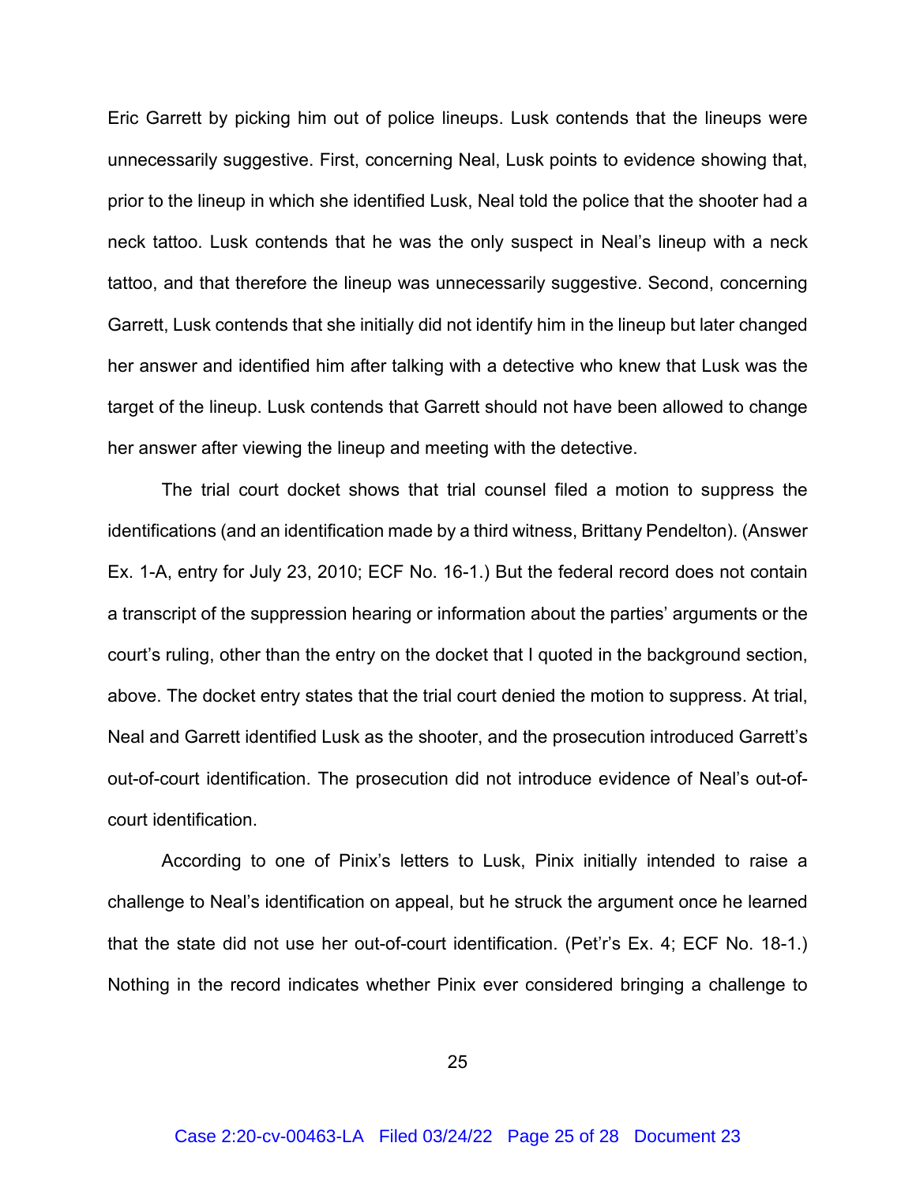Eric Garrett by picking him out of police lineups. Lusk contends that the lineups were unnecessarily suggestive. First, concerning Neal, Lusk points to evidence showing that, prior to the lineup in which she identified Lusk, Neal told the police that the shooter had a neck tattoo. Lusk contends that he was the only suspect in Neal's lineup with a neck tattoo, and that therefore the lineup was unnecessarily suggestive. Second, concerning Garrett, Lusk contends that she initially did not identify him in the lineup but later changed her answer and identified him after talking with a detective who knew that Lusk was the target of the lineup. Lusk contends that Garrett should not have been allowed to change her answer after viewing the lineup and meeting with the detective.

The trial court docket shows that trial counsel filed a motion to suppress the identifications (and an identification made by a third witness, Brittany Pendelton). (Answer Ex. 1-A, entry for July 23, 2010; ECF No. 16-1.) But the federal record does not contain a transcript of the suppression hearing or information about the parties' arguments or the court's ruling, other than the entry on the docket that I quoted in the background section, above. The docket entry states that the trial court denied the motion to suppress. At trial, Neal and Garrett identified Lusk as the shooter, and the prosecution introduced Garrett's out-of-court identification. The prosecution did not introduce evidence of Neal's out-of-court identification.

According to one of Pinix's letters to Lusk, Pinix initially intended to raise a challenge to Neal's identification on appeal, but he struck the argument once he learned that the state did not use her out-of-court identification. (Pet'r's Ex. 4; ECF No. 18-1.) Nothing in the record indicates whether Pinix ever considered bringing a challenge to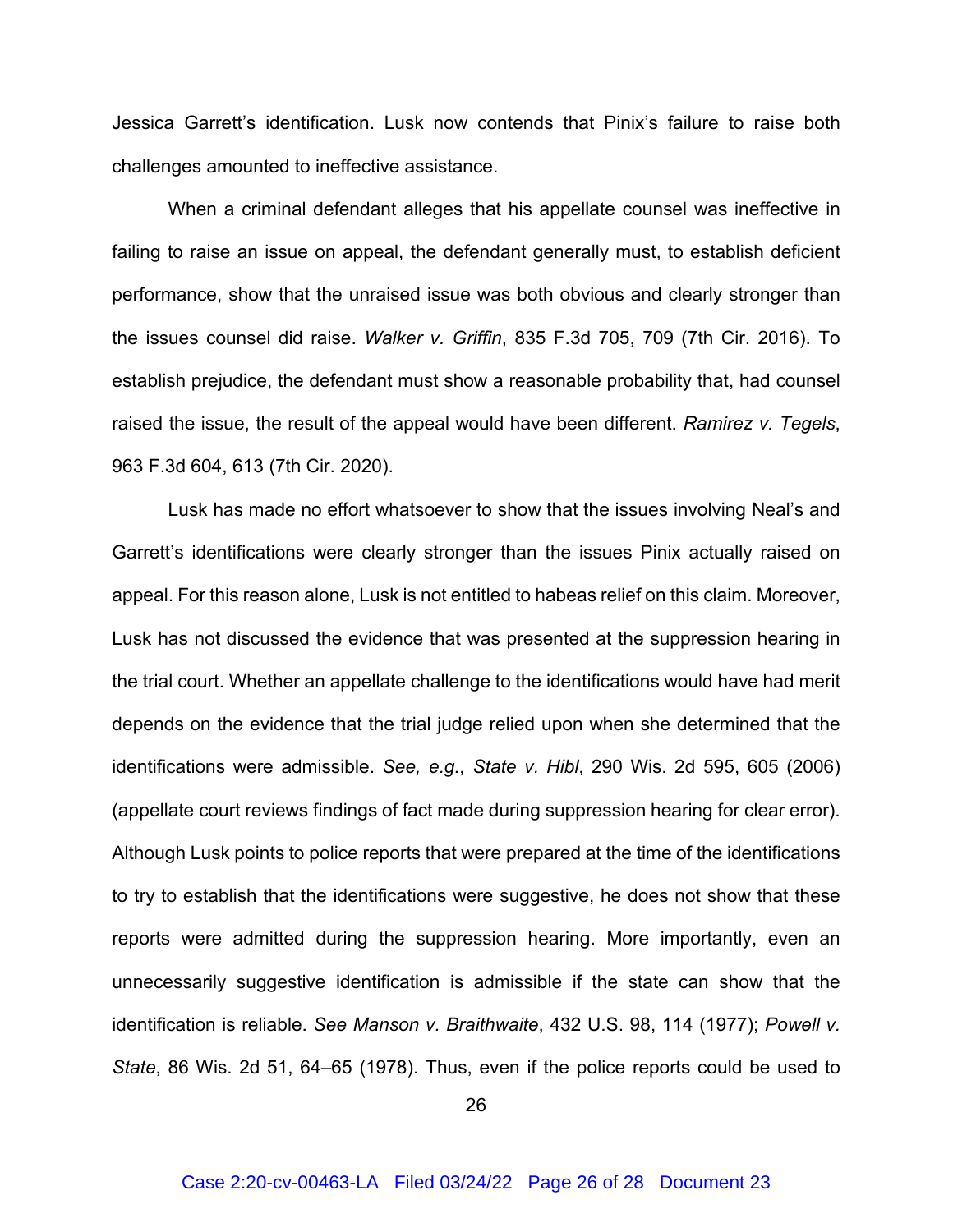Jessica Garrett's identification. Lusk now contends that Pinix's failure to raise both challenges amounted to ineffective assistance.

When a criminal defendant alleges that his appellate counsel was ineffective in failing to raise an issue on appeal, the defendant generally must, to establish deficient performance, show that the unraised issue was both obvious and clearly stronger than the issues counsel did raise. *Walker v. Griffin*, 835 F.3d 705, 709 (7th Cir. 2016). To establish prejudice, the defendant must show a reasonable probability that, had counsel raised the issue, the result of the appeal would have been different. *Ramirez v. Tegels*, 963 F.3d 604, 613 (7th Cir. 2020).

Lusk has made no effort whatsoever to show that the issues involving Neal's and Garrett's identifications were clearly stronger than the issues Pinix actually raised on appeal. For this reason alone, Lusk is not entitled to habeas relief on this claim. Moreover, Lusk has not discussed the evidence that was presented at the suppression hearing in the trial court. Whether an appellate challenge to the identifications would have had merit depends on the evidence that the trial judge relied upon when she determined that the identifications were admissible. *See, e.g., State v. Hibl*, 290 Wis. 2d 595, 605 (2006) (appellate court reviews findings of fact made during suppression hearing for clear error). Although Lusk points to police reports that were prepared at the time of the identifications to try to establish that the identifications were suggestive, he does not show that these reports were admitted during the suppression hearing. More importantly, even an unnecessarily suggestive identification is admissible if the state can show that the identification is reliable. *See Manson v. Braithwaite*, 432 U.S. 98, 114 (1977); *Powell v. State*, 86 Wis. 2d 51, 64–65 (1978). Thus, even if the police reports could be used to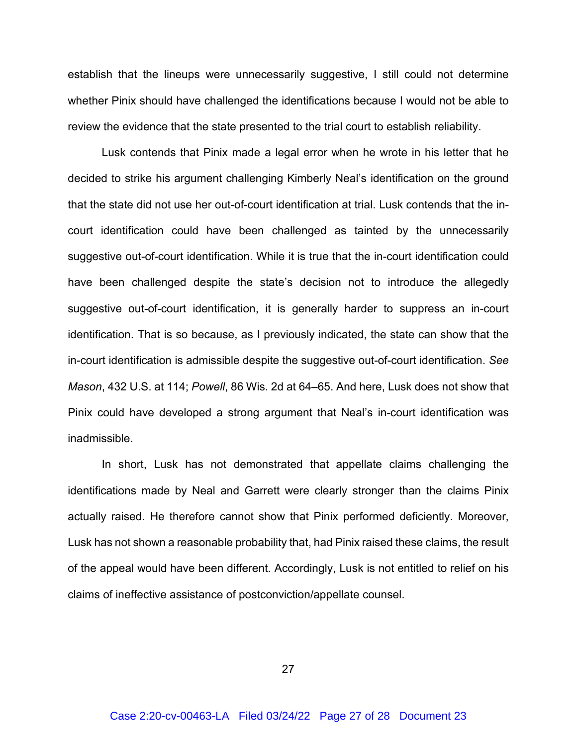establish that the lineups were unnecessarily suggestive, I still could not determine whether Pinix should have challenged the identifications because I would not be able to review the evidence that the state presented to the trial court to establish reliability.

Lusk contends that Pinix made a legal error when he wrote in his letter that he decided to strike his argument challenging Kimberly Neal's identification on the ground that the state did not use her out-of-court identification at trial. Lusk contends that the in-court identification could have been challenged as tainted by the unnecessarily suggestive out-of-court identification. While it is true that the in-court identification could have been challenged despite the state's decision not to introduce the allegedly suggestive out-of-court identification, it is generally harder to suppress an in-court identification. That is so because, as I previously indicated, the state can show that the in-court identification is admissible despite the suggestive out-of-court identification. *See Mason*, 432 U.S. at 114; *Powell*, 86 Wis. 2d at 64–65. And here, Lusk does not show that Pinix could have developed a strong argument that Neal's in-court identification was inadmissible.

In short, Lusk has not demonstrated that appellate claims challenging the identifications made by Neal and Garrett were clearly stronger than the claims Pinix actually raised. He therefore cannot show that Pinix performed deficiently. Moreover, Lusk has not shown a reasonable probability that, had Pinix raised these claims, the result of the appeal would have been different. Accordingly, Lusk is not entitled to relief on his claims of ineffective assistance of postconviction/appellate counsel.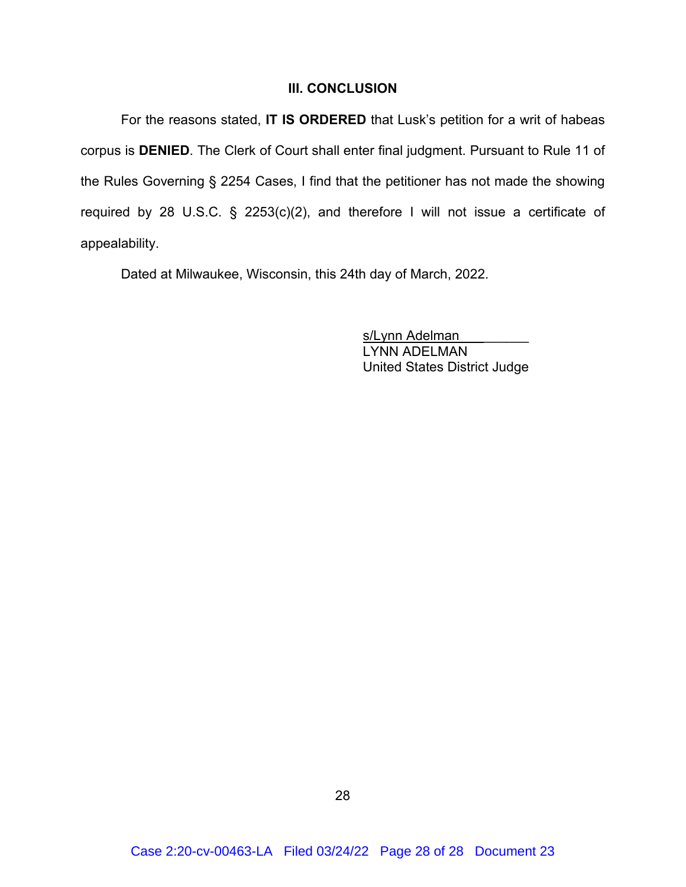## III. CONCLUSION

For the reasons stated, **IT IS ORDERED** that Lusk's petition for a writ of habeas corpus is **DENIED**. The Clerk of Court shall enter final judgment. Pursuant to Rule 11 of the Rules Governing § 2254 Cases, I find that the petitioner has not made the showing required by 28 U.S.C. § 2253(c)(2), and therefore I will not issue a certificate of appealability.

Dated at Milwaukee, Wisconsin, this 24th day of March, 2022.

s/Lynn Adelman
LYNN ADELMAN
United States District Judge